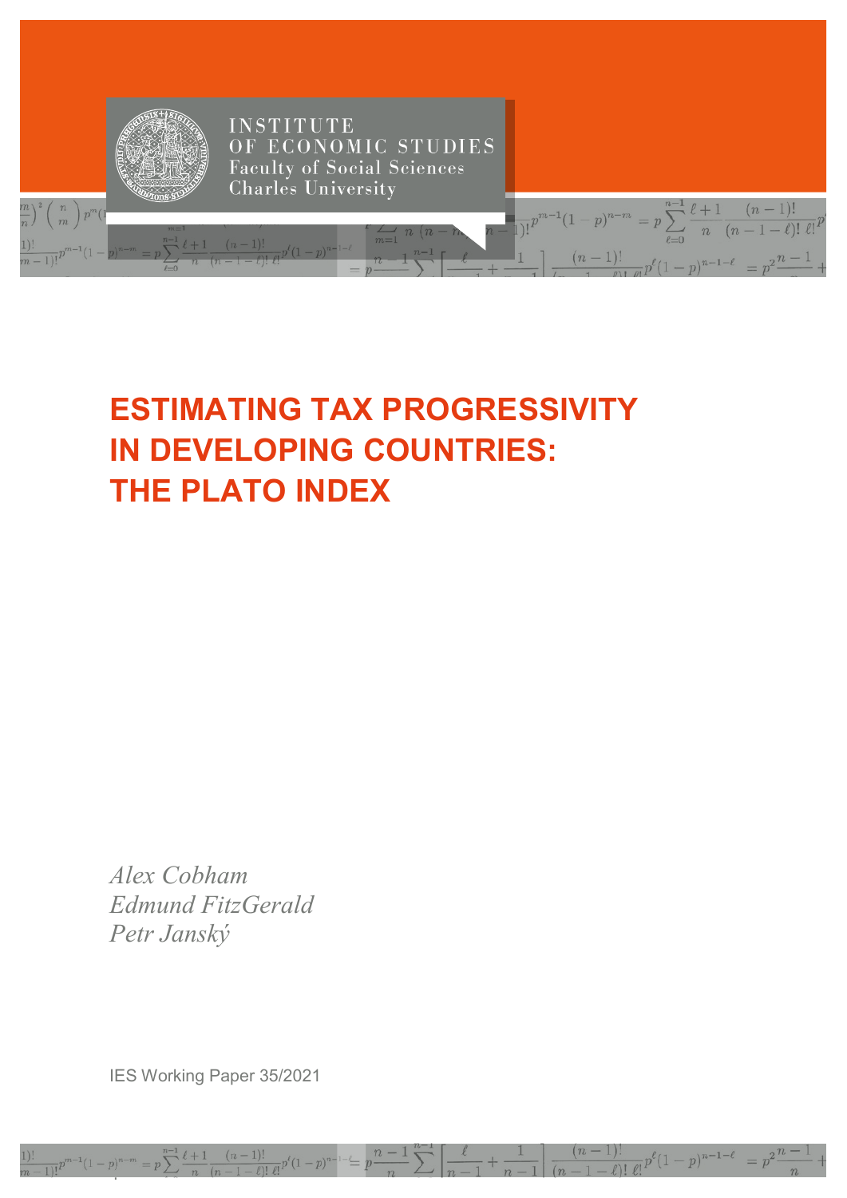INSTITUTE
OF ECONOMIC STUDIES
Faculty of Social Sciences
Charles University

# ESTIMATING TAX PROGRESSIVITY IN DEVELOPING COUNTRIES: THE PLATO INDEX

*Alex Cobham*
*Edmund FitzGerald*
*Petr Janský*

IES Working Paper 35/2021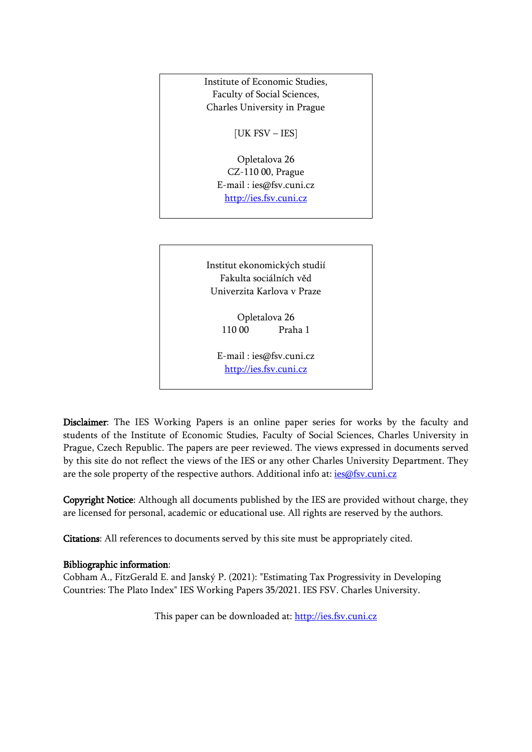Institute of Economic Studies,
Faculty of Social Sciences,
Charles University in Prague

[UK FSV – IES]

Opletalova 26
CZ-110 00, Prague
E-mail : ies@fsv.cuni.cz
http://ies.fsv.cuni.cz

Institut ekonomických studií
Fakulta sociálních věd
Univerzita Karlova v Praze

Opletalova 26
110 00 Praha 1

E-mail : ies@fsv.cuni.cz
http://ies.fsv.cuni.cz

**Disclaimer**: The IES Working Papers is an online paper series for works by the faculty and students of the Institute of Economic Studies, Faculty of Social Sciences, Charles University in Prague, Czech Republic. The papers are peer reviewed. The views expressed in documents served by this site do not reflect the views of the IES or any other Charles University Department. They are the sole property of the respective authors. Additional info at: ies@fsv.cuni.cz

**Copyright Notice**: Although all documents published by the IES are provided without charge, they are licensed for personal, academic or educational use. All rights are reserved by the authors.

**Citations**: All references to documents served by this site must be appropriately cited.

**Bibliographic information**:
Cobham A., FitzGerald E. and Janský P. (2021): "Estimating Tax Progressivity in Developing Countries: The Plato Index" IES Working Papers 35/2021. IES FSV. Charles University.

This paper can be downloaded at: http://ies.fsv.cuni.cz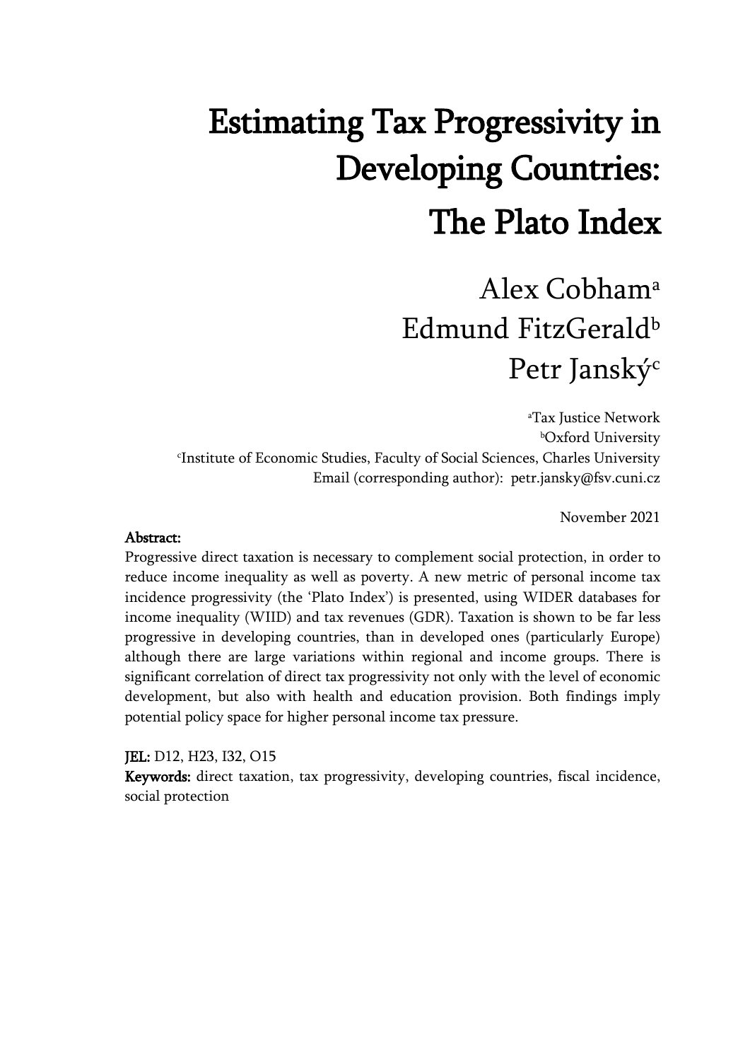# Estimating Tax Progressivity in Developing Countries: The Plato Index

Alex Cobham[a]
Edmund FitzGerald[b]
Petr Janský[c]

[a]Tax Justice Network
[b]Oxford University
[c]Institute of Economic Studies, Faculty of Social Sciences, Charles University
Email (corresponding author): petr.jansky@fsv.cuni.cz

November 2021

**Abstract:**
Progressive direct taxation is necessary to complement social protection, in order to reduce income inequality as well as poverty. A new metric of personal income tax incidence progressivity (the 'Plato Index') is presented, using WIDER databases for income inequality (WIID) and tax revenues (GDR). Taxation is shown to be far less progressive in developing countries, than in developed ones (particularly Europe) although there are large variations within regional and income groups. There is significant correlation of direct tax progressivity not only with the level of economic development, but also with health and education provision. Both findings imply potential policy space for higher personal income tax pressure.

**JEL:** D12, H23, I32, O15
**Keywords:** direct taxation, tax progressivity, developing countries, fiscal incidence, social protection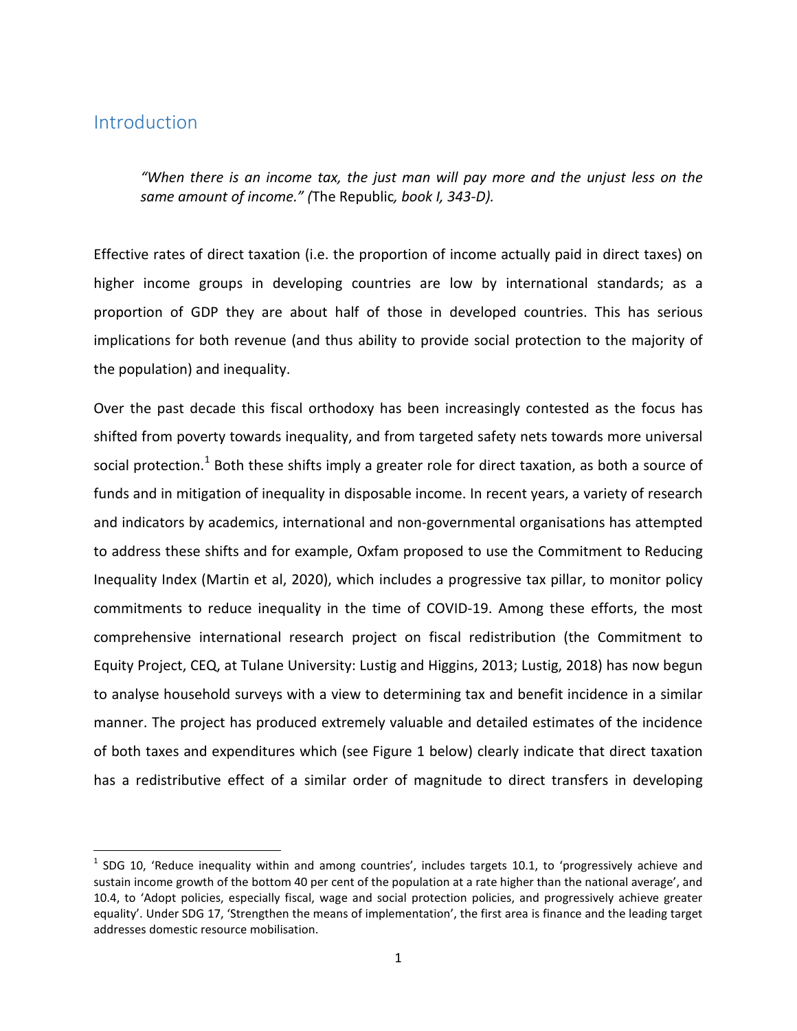## Introduction

> *"When there is an income tax, the just man will pay more and the unjust less on the same amount of income." (*The Republic*, book I, 343-D).*

Effective rates of direct taxation (i.e. the proportion of income actually paid in direct taxes) on higher income groups in developing countries are low by international standards; as a proportion of GDP they are about half of those in developed countries. This has serious implications for both revenue (and thus ability to provide social protection to the majority of the population) and inequality.

Over the past decade this fiscal orthodoxy has been increasingly contested as the focus has shifted from poverty towards inequality, and from targeted safety nets towards more universal social protection.[1] Both these shifts imply a greater role for direct taxation, as both a source of funds and in mitigation of inequality in disposable income. In recent years, a variety of research and indicators by academics, international and non-governmental organisations has attempted to address these shifts and for example, Oxfam proposed to use the Commitment to Reducing Inequality Index (Martin et al, 2020), which includes a progressive tax pillar, to monitor policy commitments to reduce inequality in the time of COVID-19. Among these efforts, the most comprehensive international research project on fiscal redistribution (the Commitment to Equity Project, CEQ, at Tulane University: Lustig and Higgins, 2013; Lustig, 2018) has now begun to analyse household surveys with a view to determining tax and benefit incidence in a similar manner. The project has produced extremely valuable and detailed estimates of the incidence of both taxes and expenditures which (see Figure 1 below) clearly indicate that direct taxation has a redistributive effect of a similar order of magnitude to direct transfers in developing

---

[1] SDG 10, 'Reduce inequality within and among countries', includes targets 10.1, to 'progressively achieve and sustain income growth of the bottom 40 per cent of the population at a rate higher than the national average', and 10.4, to 'Adopt policies, especially fiscal, wage and social protection policies, and progressively achieve greater equality'. Under SDG 17, 'Strengthen the means of implementation', the first area is finance and the leading target addresses domestic resource mobilisation.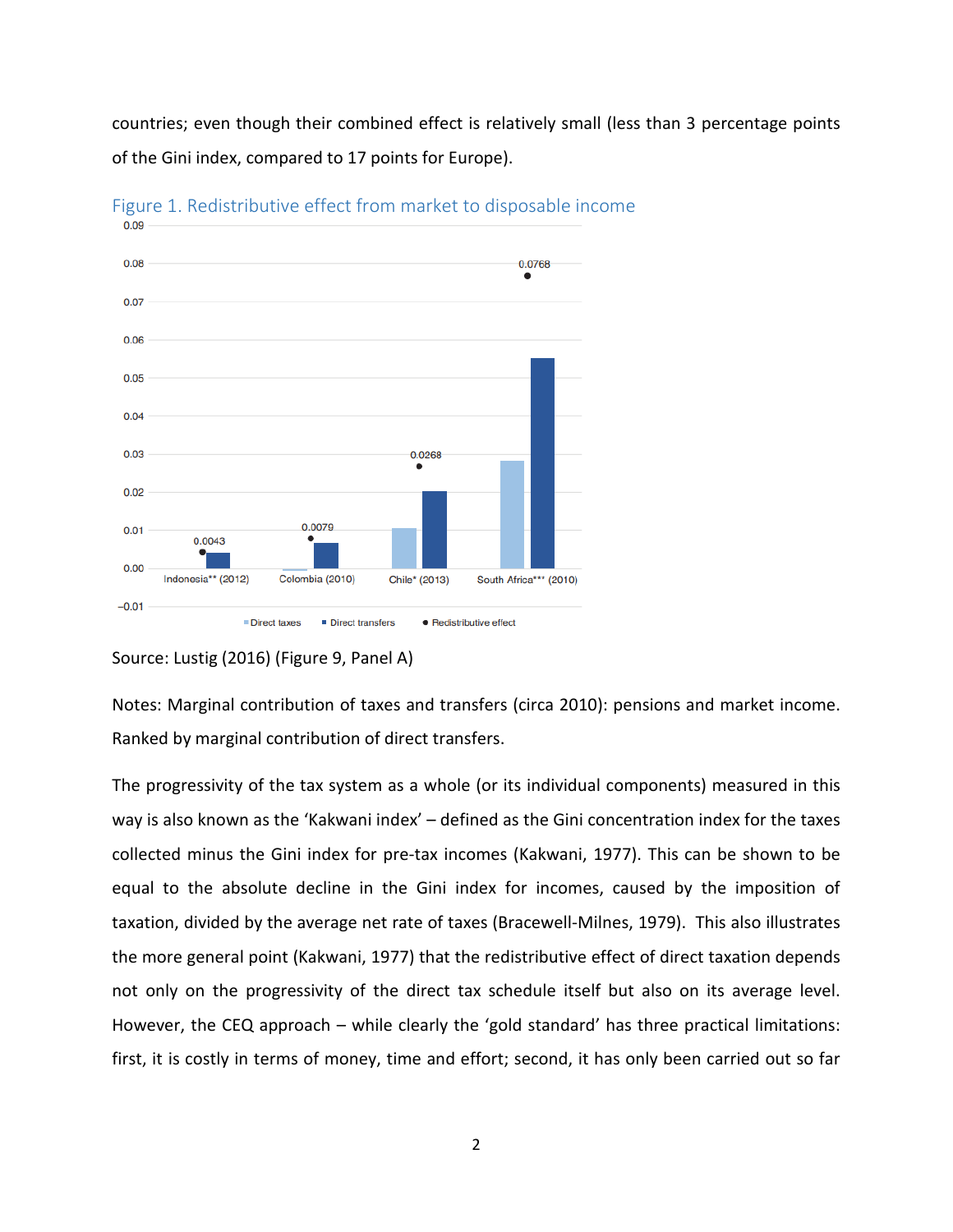countries; even though their combined effect is relatively small (less than 3 percentage points of the Gini index, compared to 17 points for Europe).

Figure 1. Redistributive effect from market to disposable income

Source: Lustig (2016) (Figure 9, Panel A)

Notes: Marginal contribution of taxes and transfers (circa 2010): pensions and market income. Ranked by marginal contribution of direct transfers.

The progressivity of the tax system as a whole (or its individual components) measured in this way is also known as the 'Kakwani index' – defined as the Gini concentration index for the taxes collected minus the Gini index for pre-tax incomes (Kakwani, 1977). This can be shown to be equal to the absolute decline in the Gini index for incomes, caused by the imposition of taxation, divided by the average net rate of taxes (Bracewell-Milnes, 1979). This also illustrates the more general point (Kakwani, 1977) that the redistributive effect of direct taxation depends not only on the progressivity of the direct tax schedule itself but also on its average level. However, the CEQ approach – while clearly the 'gold standard' has three practical limitations: first, it is costly in terms of money, time and effort; second, it has only been carried out so far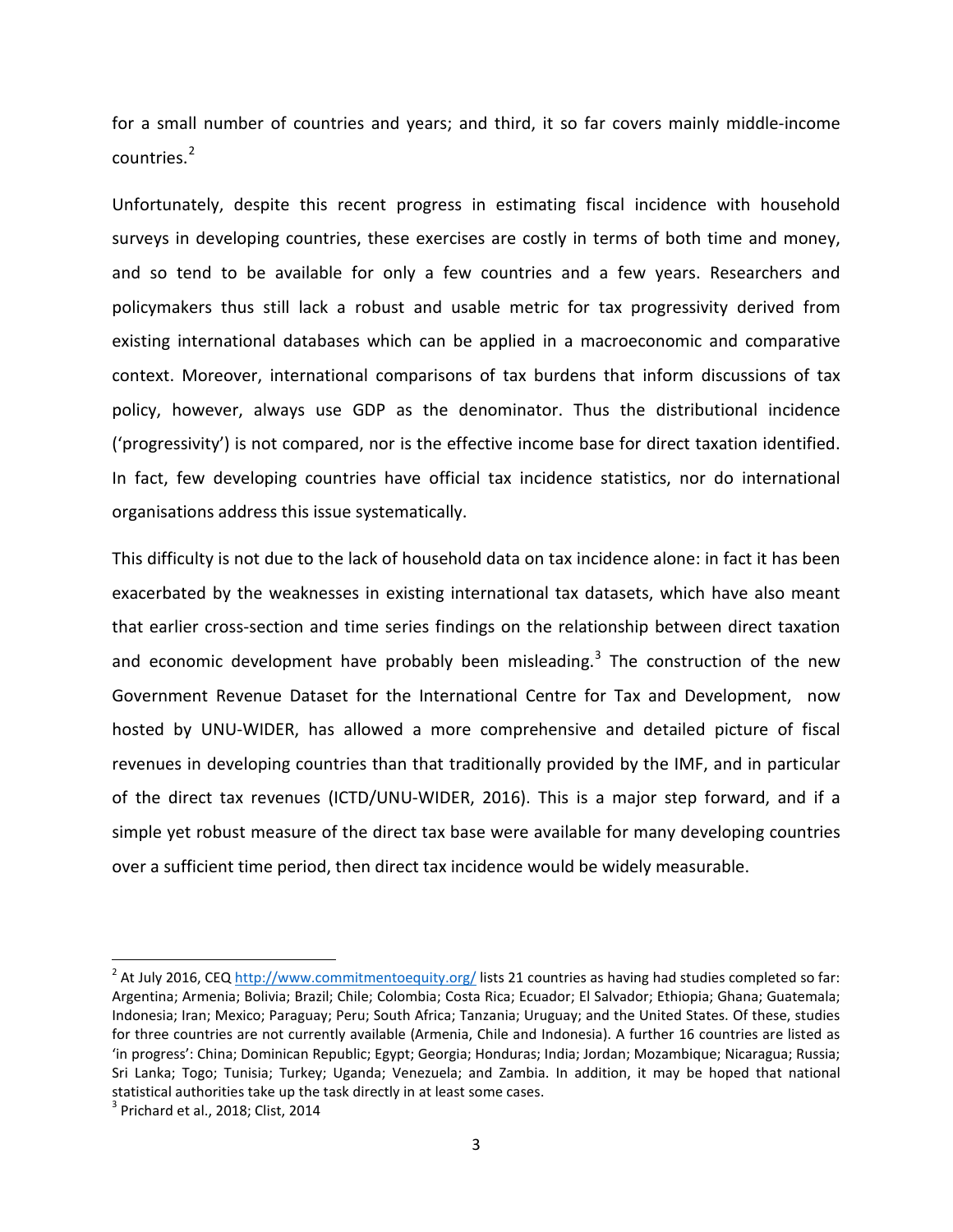for a small number of countries and years; and third, it so far covers mainly middle-income countries.[2]

Unfortunately, despite this recent progress in estimating fiscal incidence with household surveys in developing countries, these exercises are costly in terms of both time and money, and so tend to be available for only a few countries and a few years. Researchers and policymakers thus still lack a robust and usable metric for tax progressivity derived from existing international databases which can be applied in a macroeconomic and comparative context. Moreover, international comparisons of tax burdens that inform discussions of tax policy, however, always use GDP as the denominator. Thus the distributional incidence ('progressivity') is not compared, nor is the effective income base for direct taxation identified. In fact, few developing countries have official tax incidence statistics, nor do international organisations address this issue systematically.

This difficulty is not due to the lack of household data on tax incidence alone: in fact it has been exacerbated by the weaknesses in existing international tax datasets, which have also meant that earlier cross-section and time series findings on the relationship between direct taxation and economic development have probably been misleading.[3] The construction of the new Government Revenue Dataset for the International Centre for Tax and Development, now hosted by UNU-WIDER, has allowed a more comprehensive and detailed picture of fiscal revenues in developing countries than that traditionally provided by the IMF, and in particular of the direct tax revenues (ICTD/UNU-WIDER, 2016). This is a major step forward, and if a simple yet robust measure of the direct tax base were available for many developing countries over a sufficient time period, then direct tax incidence would be widely measurable.

---

[2] At July 2016, CEQ http://www.commitmentoequity.org/ lists 21 countries as having had studies completed so far: Argentina; Armenia; Bolivia; Brazil; Chile; Colombia; Costa Rica; Ecuador; El Salvador; Ethiopia; Ghana; Guatemala; Indonesia; Iran; Mexico; Paraguay; Peru; South Africa; Tanzania; Uruguay; and the United States. Of these, studies for three countries are not currently available (Armenia, Chile and Indonesia). A further 16 countries are listed as 'in progress': China; Dominican Republic; Egypt; Georgia; Honduras; India; Jordan; Mozambique; Nicaragua; Russia; Sri Lanka; Togo; Tunisia; Turkey; Uganda; Venezuela; and Zambia. In addition, it may be hoped that national statistical authorities take up the task directly in at least some cases.

[3] Prichard et al., 2018; Clist, 2014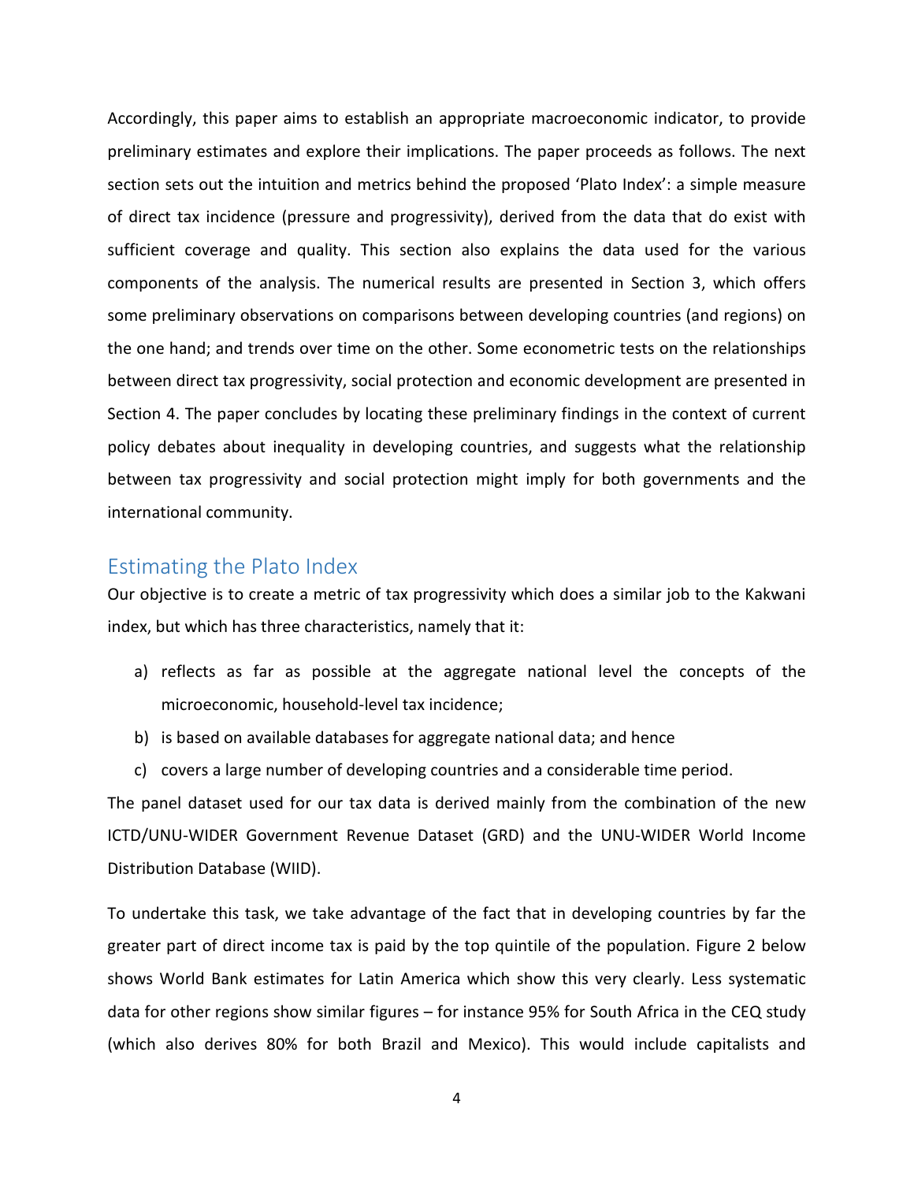Accordingly, this paper aims to establish an appropriate macroeconomic indicator, to provide preliminary estimates and explore their implications. The paper proceeds as follows. The next section sets out the intuition and metrics behind the proposed 'Plato Index': a simple measure of direct tax incidence (pressure and progressivity), derived from the data that do exist with sufficient coverage and quality. This section also explains the data used for the various components of the analysis. The numerical results are presented in Section 3, which offers some preliminary observations on comparisons between developing countries (and regions) on the one hand; and trends over time on the other. Some econometric tests on the relationships between direct tax progressivity, social protection and economic development are presented in Section 4. The paper concludes by locating these preliminary findings in the context of current policy debates about inequality in developing countries, and suggests what the relationship between tax progressivity and social protection might imply for both governments and the international community.

## Estimating the Plato Index

Our objective is to create a metric of tax progressivity which does a similar job to the Kakwani index, but which has three characteristics, namely that it:

a) reflects as far as possible at the aggregate national level the concepts of the microeconomic, household-level tax incidence;
b) is based on available databases for aggregate national data; and hence
c) covers a large number of developing countries and a considerable time period.

The panel dataset used for our tax data is derived mainly from the combination of the new ICTD/UNU-WIDER Government Revenue Dataset (GRD) and the UNU-WIDER World Income Distribution Database (WIID).

To undertake this task, we take advantage of the fact that in developing countries by far the greater part of direct income tax is paid by the top quintile of the population. Figure 2 below shows World Bank estimates for Latin America which show this very clearly. Less systematic data for other regions show similar figures – for instance 95% for South Africa in the CEQ study (which also derives 80% for both Brazil and Mexico). This would include capitalists and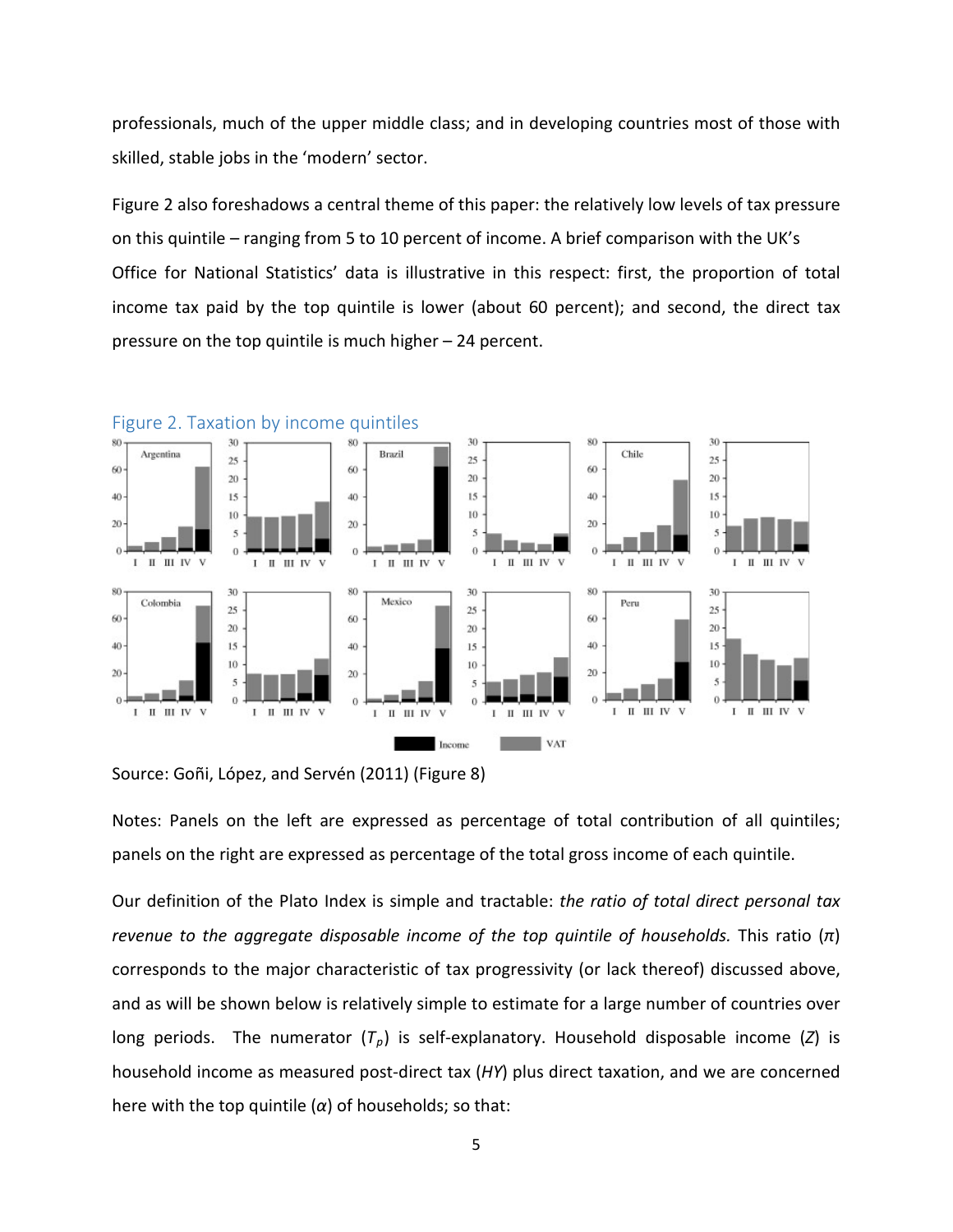professionals, much of the upper middle class; and in developing countries most of those with skilled, stable jobs in the 'modern' sector.

Figure 2 also foreshadows a central theme of this paper: the relatively low levels of tax pressure on this quintile – ranging from 5 to 10 percent of income. A brief comparison with the UK's Office for National Statistics' data is illustrative in this respect: first, the proportion of total income tax paid by the top quintile is lower (about 60 percent); and second, the direct tax pressure on the top quintile is much higher – 24 percent.

Figure 2. Taxation by income quintiles

Source: Goñi, López, and Servén (2011) (Figure 8)

Notes: Panels on the left are expressed as percentage of total contribution of all quintiles; panels on the right are expressed as percentage of the total gross income of each quintile.

Our definition of the Plato Index is simple and tractable: *the ratio of total direct personal tax revenue to the aggregate disposable income of the top quintile of households.* This ratio ($\pi$) corresponds to the major characteristic of tax progressivity (or lack thereof) discussed above, and as will be shown below is relatively simple to estimate for a large number of countries over long periods. The numerator ($T_p$) is self-explanatory. Household disposable income ($Z$) is household income as measured post-direct tax ($HY$) plus direct taxation, and we are concerned here with the top quintile ($\alpha$) of households; so that: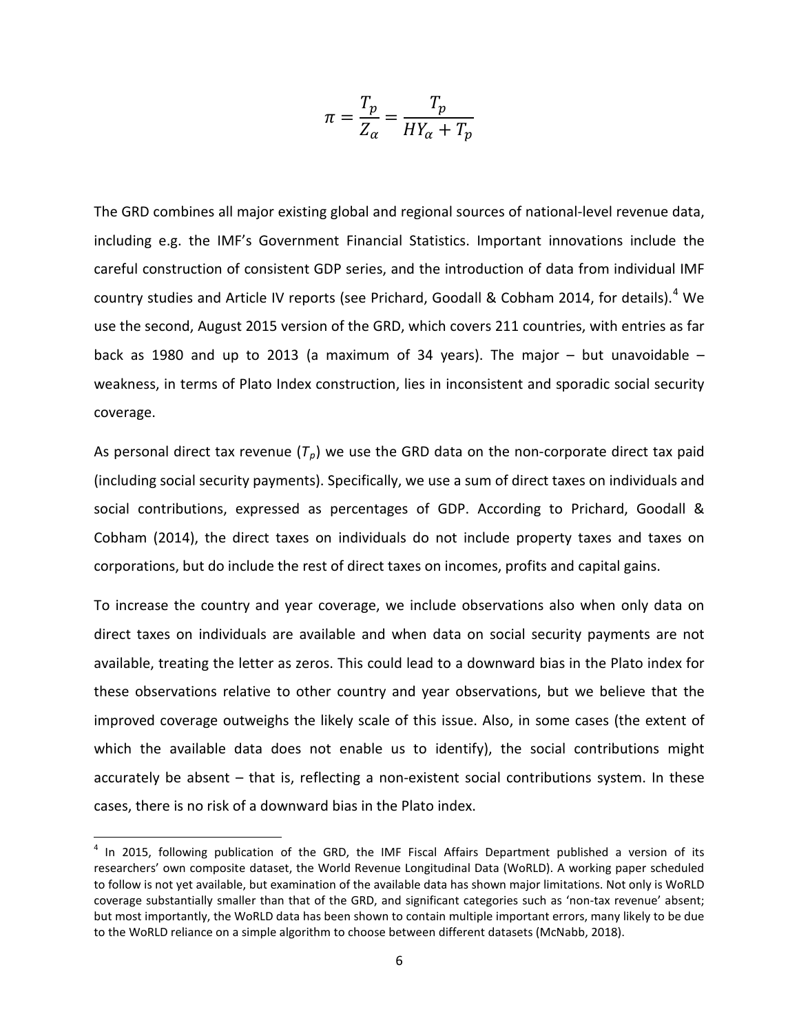$$\pi = \frac{T_p}{Z_\alpha} = \frac{T_p}{HY_\alpha + T_p}$$

The GRD combines all major existing global and regional sources of national-level revenue data, including e.g. the IMF's Government Financial Statistics. Important innovations include the careful construction of consistent GDP series, and the introduction of data from individual IMF country studies and Article IV reports (see Prichard, Goodall & Cobham 2014, for details).[4] We use the second, August 2015 version of the GRD, which covers 211 countries, with entries as far back as 1980 and up to 2013 (a maximum of 34 years). The major – but unavoidable – weakness, in terms of Plato Index construction, lies in inconsistent and sporadic social security coverage.

As personal direct tax revenue ($T_p$) we use the GRD data on the non-corporate direct tax paid (including social security payments). Specifically, we use a sum of direct taxes on individuals and social contributions, expressed as percentages of GDP. According to Prichard, Goodall & Cobham (2014), the direct taxes on individuals do not include property taxes and taxes on corporations, but do include the rest of direct taxes on incomes, profits and capital gains.

To increase the country and year coverage, we include observations also when only data on direct taxes on individuals are available and when data on social security payments are not available, treating the letter as zeros. This could lead to a downward bias in the Plato index for these observations relative to other country and year observations, but we believe that the improved coverage outweighs the likely scale of this issue. Also, in some cases (the extent of which the available data does not enable us to identify), the social contributions might accurately be absent – that is, reflecting a non-existent social contributions system. In these cases, there is no risk of a downward bias in the Plato index.

[4] In 2015, following publication of the GRD, the IMF Fiscal Affairs Department published a version of its researchers' own composite dataset, the World Revenue Longitudinal Data (WoRLD). A working paper scheduled to follow is not yet available, but examination of the available data has shown major limitations. Not only is WoRLD coverage substantially smaller than that of the GRD, and significant categories such as 'non-tax revenue' absent; but most importantly, the WoRLD data has been shown to contain multiple important errors, many likely to be due to the WoRLD reliance on a simple algorithm to choose between different datasets (McNabb, 2018).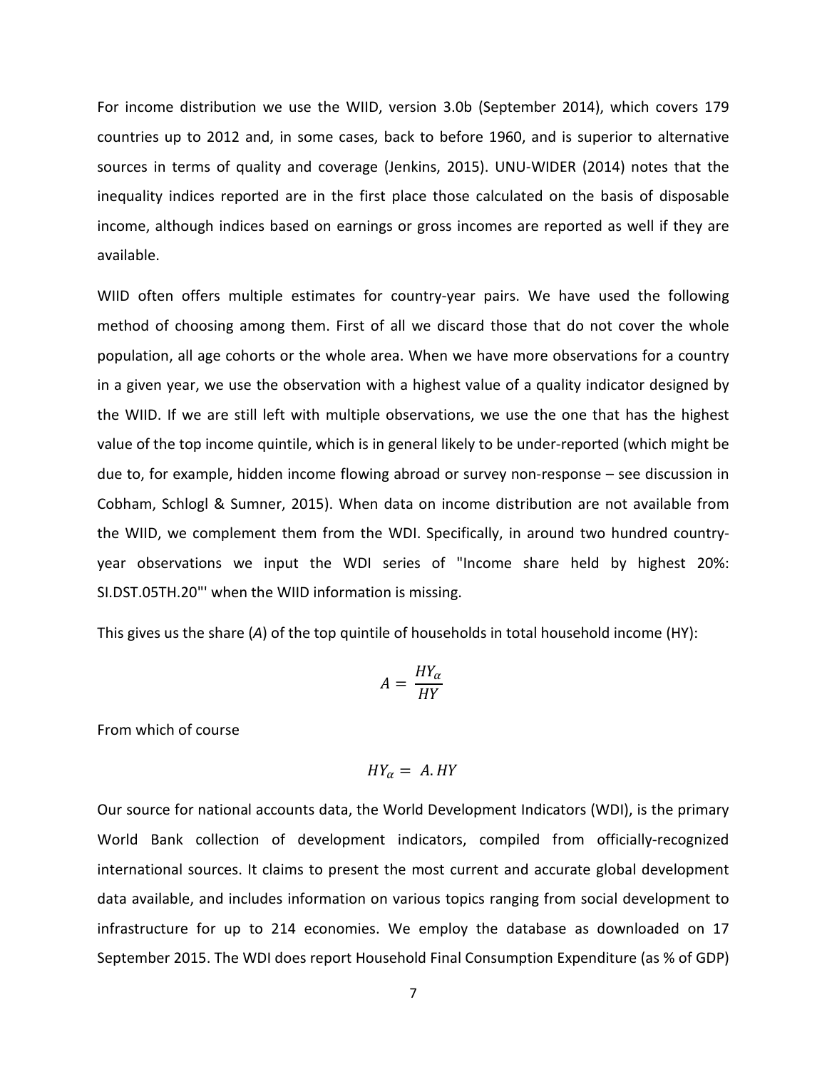For income distribution we use the WIID, version 3.0b (September 2014), which covers 179 countries up to 2012 and, in some cases, back to before 1960, and is superior to alternative sources in terms of quality and coverage (Jenkins, 2015). UNU-WIDER (2014) notes that the inequality indices reported are in the first place those calculated on the basis of disposable income, although indices based on earnings or gross incomes are reported as well if they are available.

WIID often offers multiple estimates for country-year pairs. We have used the following method of choosing among them. First of all we discard those that do not cover the whole population, all age cohorts or the whole area. When we have more observations for a country in a given year, we use the observation with a highest value of a quality indicator designed by the WIID. If we are still left with multiple observations, we use the one that has the highest value of the top income quintile, which is in general likely to be under-reported (which might be due to, for example, hidden income flowing abroad or survey non-response – see discussion in Cobham, Schlogl & Sumner, 2015). When data on income distribution are not available from the WIID, we complement them from the WDI. Specifically, in around two hundred country-year observations we input the WDI series of "Income share held by highest 20%: SI.DST.05TH.20"' when the WIID information is missing.

This gives us the share (*A*) of the top quintile of households in total household income (HY):

$$A = \frac{HY_{\alpha}}{HY}$$

From which of course

$$HY_{\alpha} = A.HY$$

Our source for national accounts data, the World Development Indicators (WDI), is the primary World Bank collection of development indicators, compiled from officially-recognized international sources. It claims to present the most current and accurate global development data available, and includes information on various topics ranging from social development to infrastructure for up to 214 economies. We employ the database as downloaded on 17 September 2015. The WDI does report Household Final Consumption Expenditure (as % of GDP)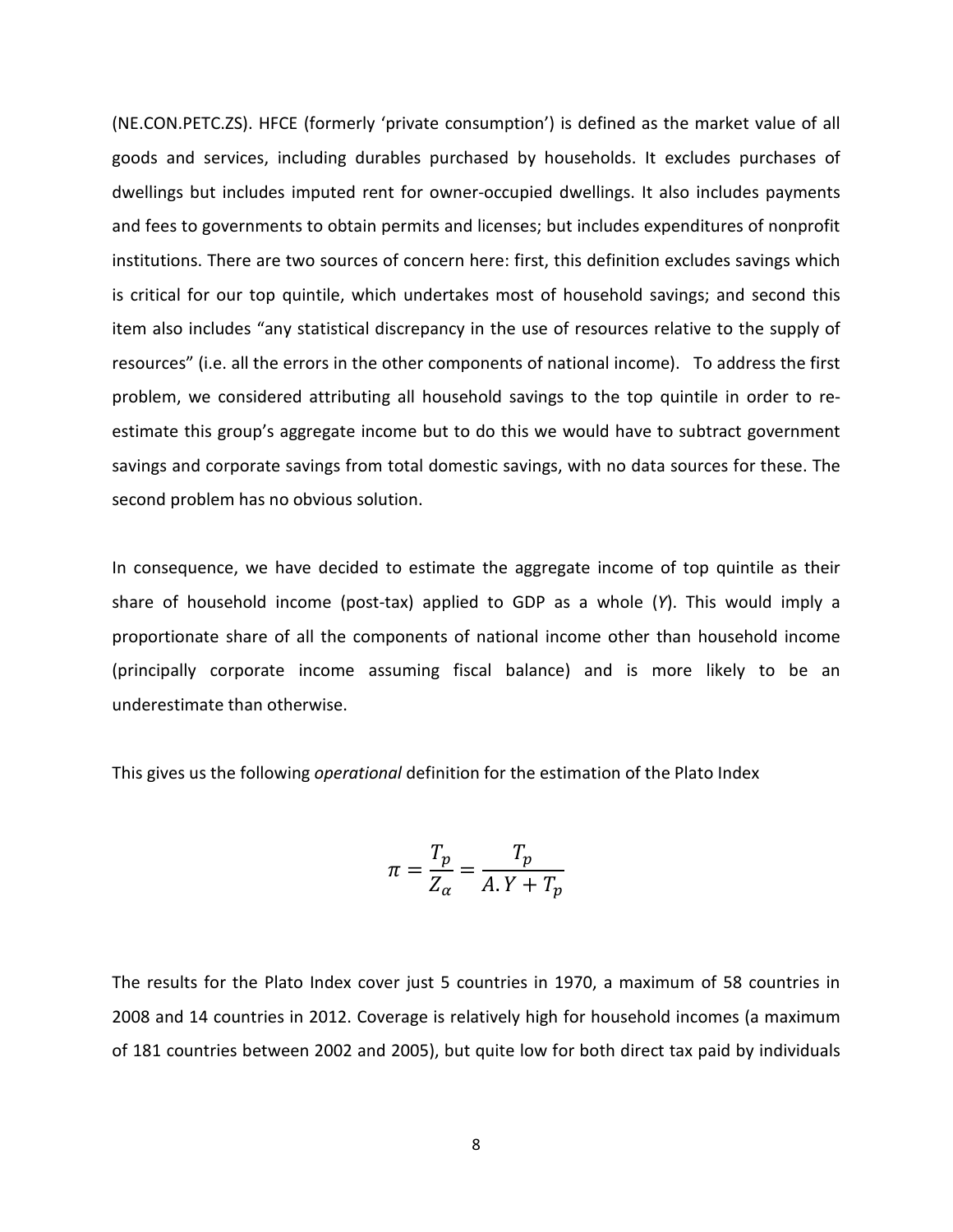(NE.CON.PETC.ZS). HFCE (formerly 'private consumption') is defined as the market value of all goods and services, including durables purchased by households. It excludes purchases of dwellings but includes imputed rent for owner-occupied dwellings. It also includes payments and fees to governments to obtain permits and licenses; but includes expenditures of nonprofit institutions. There are two sources of concern here: first, this definition excludes savings which is critical for our top quintile, which undertakes most of household savings; and second this item also includes "any statistical discrepancy in the use of resources relative to the supply of resources" (i.e. all the errors in the other components of national income). To address the first problem, we considered attributing all household savings to the top quintile in order to re-estimate this group's aggregate income but to do this we would have to subtract government savings and corporate savings from total domestic savings, with no data sources for these. The second problem has no obvious solution.

In consequence, we have decided to estimate the aggregate income of top quintile as their share of household income (post-tax) applied to GDP as a whole (*Y*). This would imply a proportionate share of all the components of national income other than household income (principally corporate income assuming fiscal balance) and is more likely to be an underestimate than otherwise.

This gives us the following *operational* definition for the estimation of the Plato Index

$$\pi = \frac{T_p}{Z_\alpha} = \frac{T_p}{A.Y + T_p}$$

The results for the Plato Index cover just 5 countries in 1970, a maximum of 58 countries in 2008 and 14 countries in 2012. Coverage is relatively high for household incomes (a maximum of 181 countries between 2002 and 2005), but quite low for both direct tax paid by individuals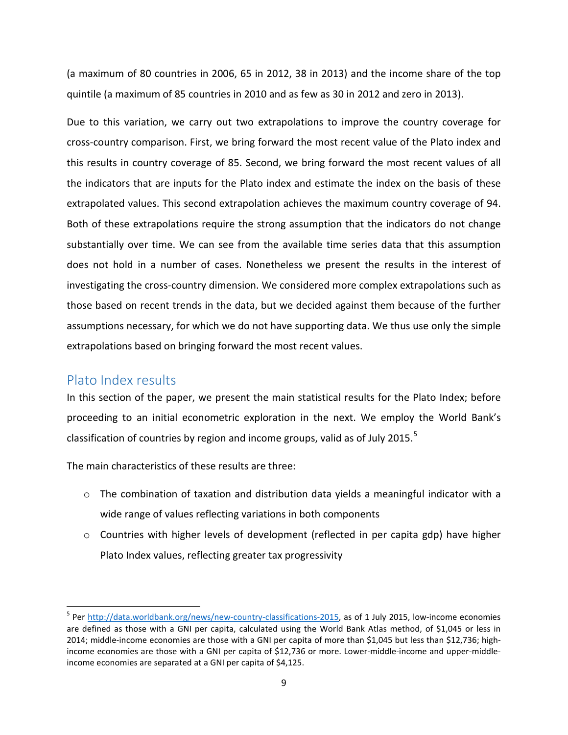(a maximum of 80 countries in 2006, 65 in 2012, 38 in 2013) and the income share of the top quintile (a maximum of 85 countries in 2010 and as few as 30 in 2012 and zero in 2013).

Due to this variation, we carry out two extrapolations to improve the country coverage for cross-country comparison. First, we bring forward the most recent value of the Plato index and this results in country coverage of 85. Second, we bring forward the most recent values of all the indicators that are inputs for the Plato index and estimate the index on the basis of these extrapolated values. This second extrapolation achieves the maximum country coverage of 94. Both of these extrapolations require the strong assumption that the indicators do not change substantially over time. We can see from the available time series data that this assumption does not hold in a number of cases. Nonetheless we present the results in the interest of investigating the cross-country dimension. We considered more complex extrapolations such as those based on recent trends in the data, but we decided against them because of the further assumptions necessary, for which we do not have supporting data. We thus use only the simple extrapolations based on bringing forward the most recent values.

## Plato Index results

In this section of the paper, we present the main statistical results for the Plato Index; before proceeding to an initial econometric exploration in the next. We employ the World Bank's classification of countries by region and income groups, valid as of July 2015.[5]

The main characteristics of these results are three:

- The combination of taxation and distribution data yields a meaningful indicator with a wide range of values reflecting variations in both components
- Countries with higher levels of development (reflected in per capita gdp) have higher Plato Index values, reflecting greater tax progressivity

---

[5] Per http://data.worldbank.org/news/new-country-classifications-2015, as of 1 July 2015, low-income economies are defined as those with a GNI per capita, calculated using the World Bank Atlas method, of $1,045 or less in 2014; middle-income economies are those with a GNI per capita of more than $1,045 but less than $12,736; high-income economies are those with a GNI per capita of $12,736 or more. Lower-middle-income and upper-middle-income economies are separated at a GNI per capita of $4,125.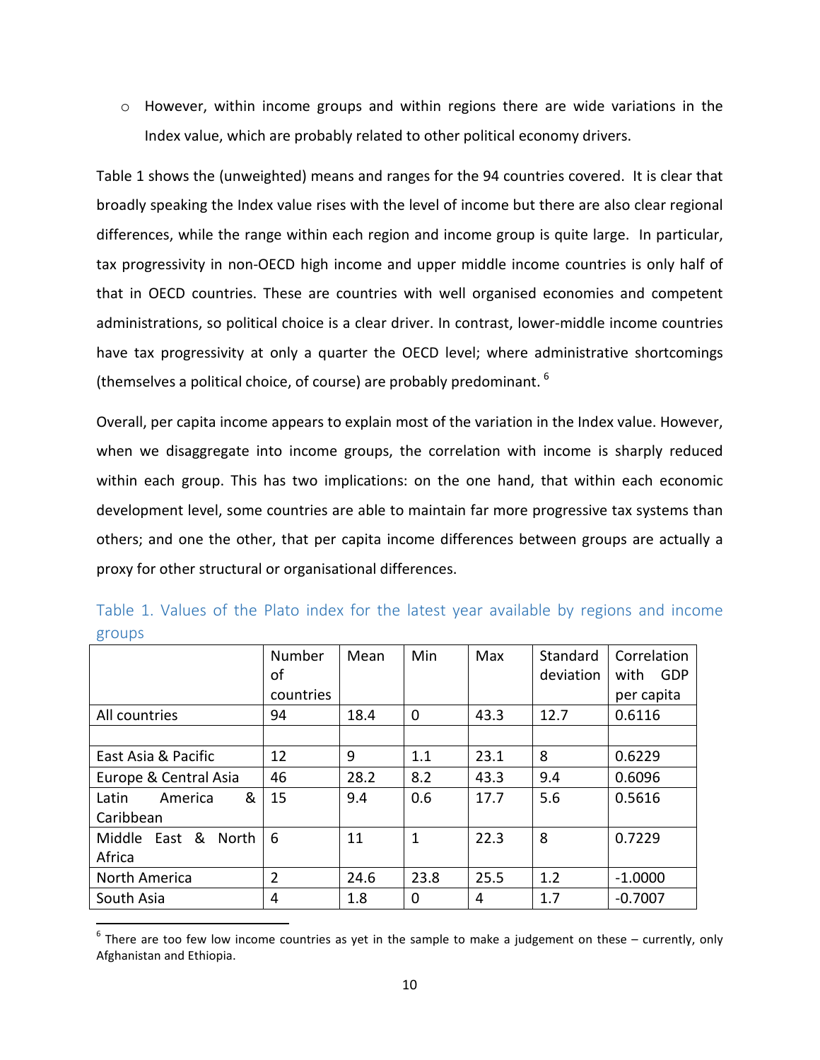- However, within income groups and within regions there are wide variations in the Index value, which are probably related to other political economy drivers.

Table 1 shows the (unweighted) means and ranges for the 94 countries covered. It is clear that broadly speaking the Index value rises with the level of income but there are also clear regional differences, while the range within each region and income group is quite large. In particular, tax progressivity in non-OECD high income and upper middle income countries is only half of that in OECD countries. These are countries with well organised economies and competent administrations, so political choice is a clear driver. In contrast, lower-middle income countries have tax progressivity at only a quarter the OECD level; where administrative shortcomings (themselves a political choice, of course) are probably predominant. [6]

Overall, per capita income appears to explain most of the variation in the Index value. However, when we disaggregate into income groups, the correlation with income is sharply reduced within each group. This has two implications: on the one hand, that within each economic development level, some countries are able to maintain far more progressive tax systems than others; and one the other, that per capita income differences between groups are actually a proxy for other structural or organisational differences.

Table 1. Values of the Plato index for the latest year available by regions and income groups

| | Number of countries | Mean | Min | Max | Standard deviation | Correlation with GDP per capita |
|---|---|---|---|---|---|---|
| All countries | 94 | 18.4 | 0 | 43.3 | 12.7 | 0.6116 |
| | | | | | | |
| East Asia & Pacific | 12 | 9 | 1.1 | 23.1 | 8 | 0.6229 |
| Europe & Central Asia | 46 | 28.2 | 8.2 | 43.3 | 9.4 | 0.6096 |
| Latin America & Caribbean | 15 | 9.4 | 0.6 | 17.7 | 5.6 | 0.5616 |
| Middle East & North Africa | 6 | 11 | 1 | 22.3 | 8 | 0.7229 |
| North America | 2 | 24.6 | 23.8 | 25.5 | 1.2 | -1.0000 |
| South Asia | 4 | 1.8 | 0 | 4 | 1.7 | -0.7007 |

[6] There are too few low income countries as yet in the sample to make a judgement on these – currently, only Afghanistan and Ethiopia.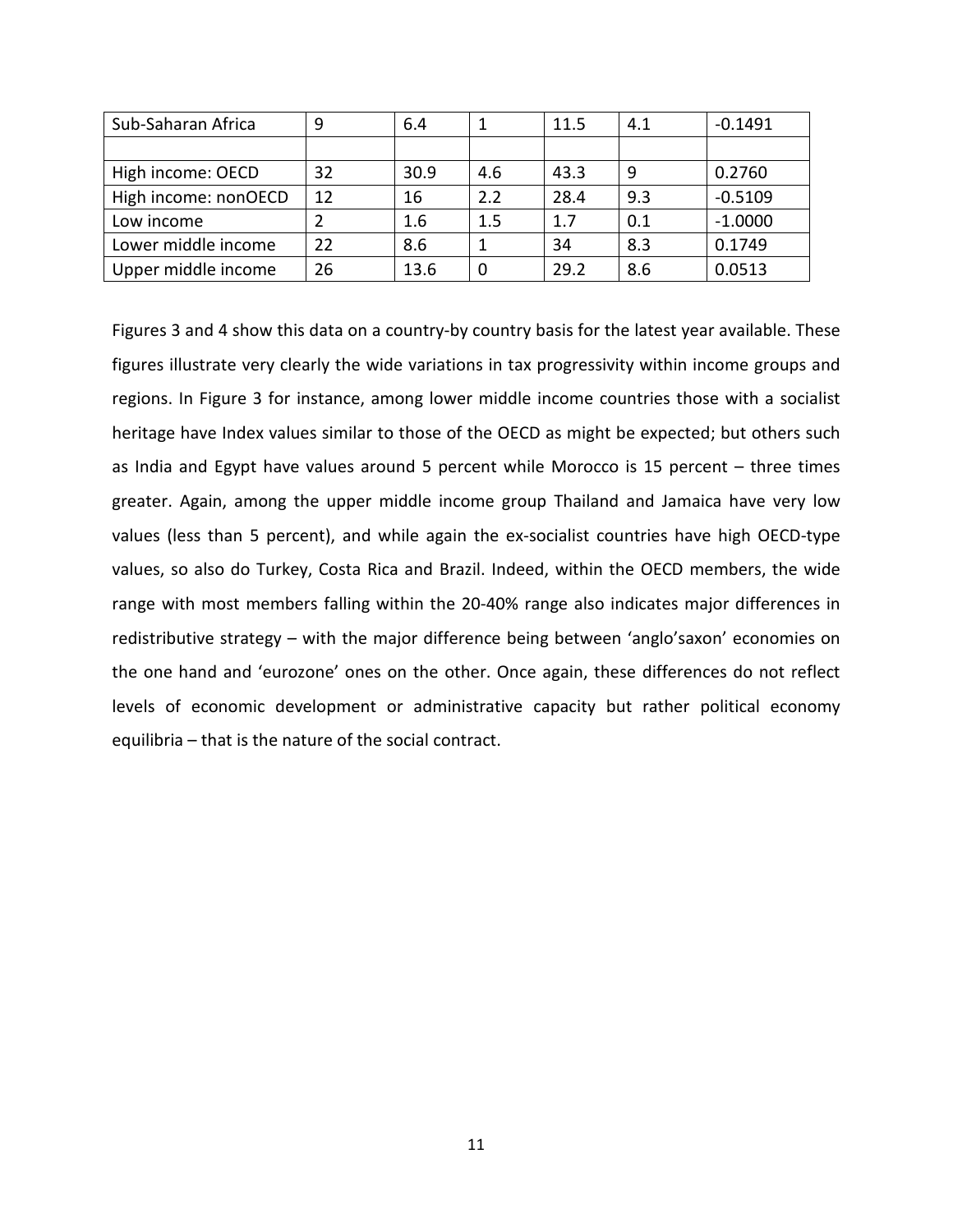| Sub-Saharan Africa | 9 | 6.4 | 1 | 11.5 | 4.1 | -0.1491 |
|---|---|---|---|---|---|---|
| | | | | | | |
| High income: OECD | 32 | 30.9 | 4.6 | 43.3 | 9 | 0.2760 |
| High income: nonOECD | 12 | 16 | 2.2 | 28.4 | 9.3 | -0.5109 |
| Low income | 2 | 1.6 | 1.5 | 1.7 | 0.1 | -1.0000 |
| Lower middle income | 22 | 8.6 | 1 | 34 | 8.3 | 0.1749 |
| Upper middle income | 26 | 13.6 | 0 | 29.2 | 8.6 | 0.0513 |

Figures 3 and 4 show this data on a country-by country basis for the latest year available. These figures illustrate very clearly the wide variations in tax progressivity within income groups and regions. In Figure 3 for instance, among lower middle income countries those with a socialist heritage have Index values similar to those of the OECD as might be expected; but others such as India and Egypt have values around 5 percent while Morocco is 15 percent – three times greater. Again, among the upper middle income group Thailand and Jamaica have very low values (less than 5 percent), and while again the ex-socialist countries have high OECD-type values, so also do Turkey, Costa Rica and Brazil. Indeed, within the OECD members, the wide range with most members falling within the 20-40% range also indicates major differences in redistributive strategy – with the major difference being between 'anglo'saxon' economies on the one hand and 'eurozone' ones on the other. Once again, these differences do not reflect levels of economic development or administrative capacity but rather political economy equilibria – that is the nature of the social contract.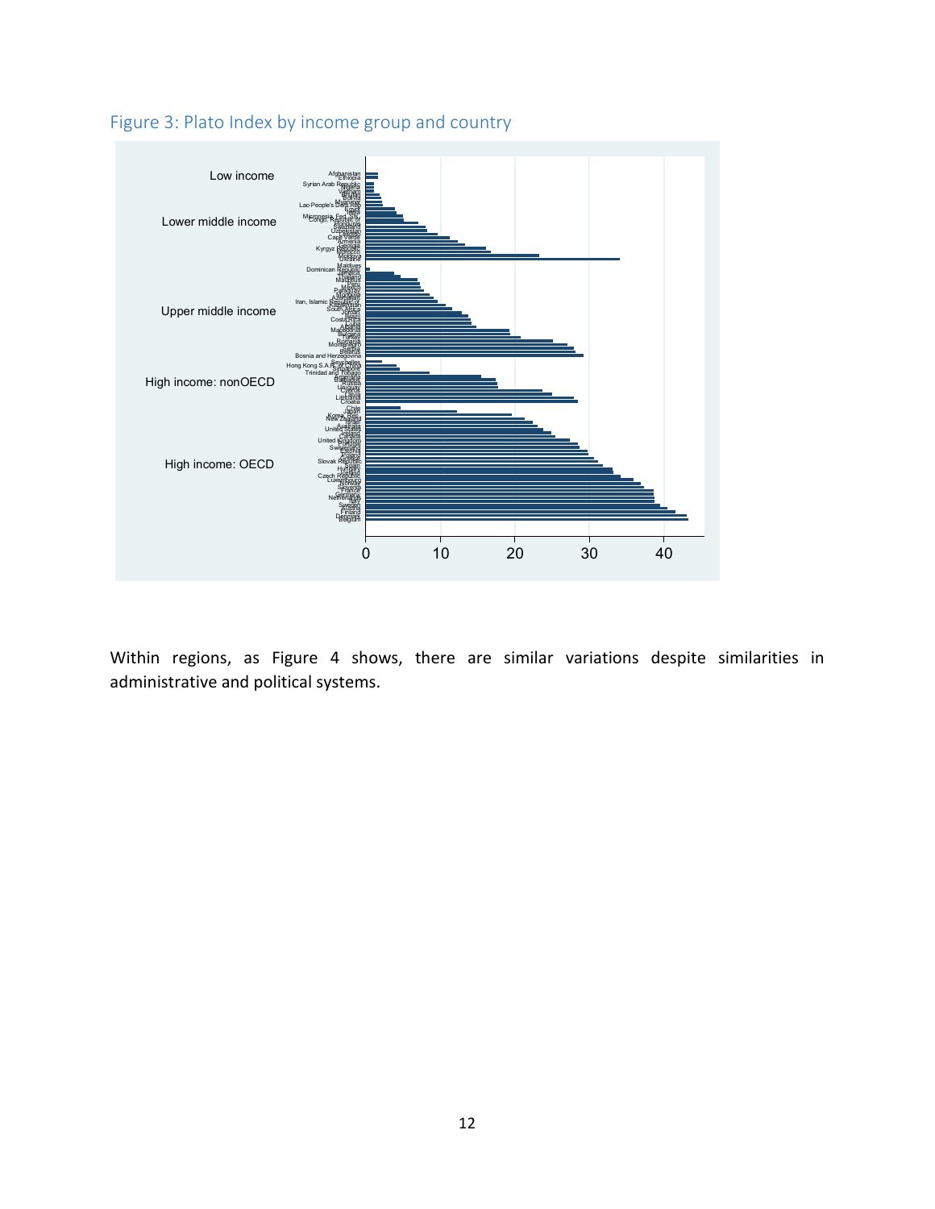Figure 3: Plato Index by income group and country

Within regions, as Figure 4 shows, there are similar variations despite similarities in administrative and political systems.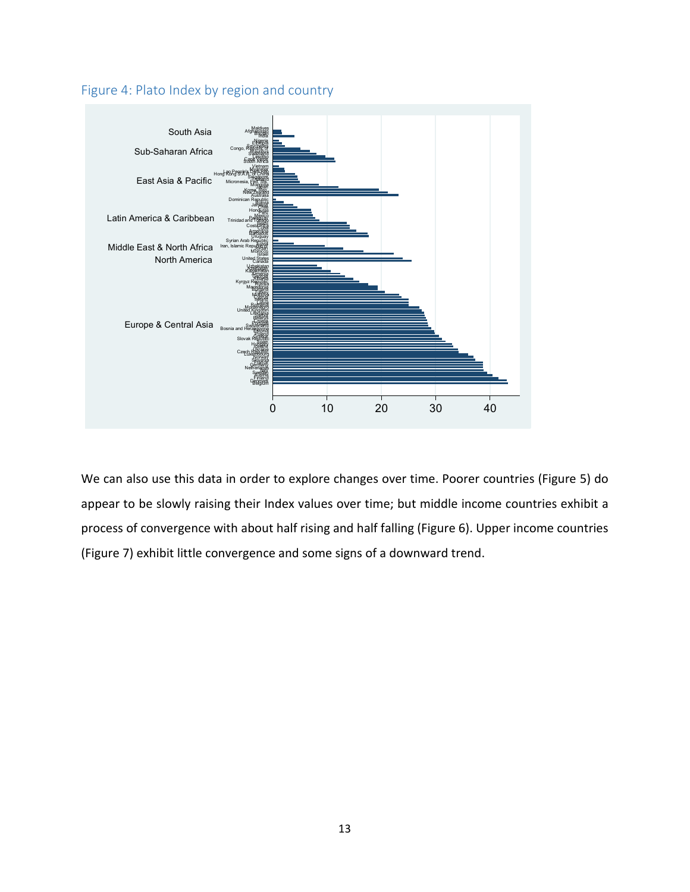Figure 4: Plato Index by region and country

We can also use this data in order to explore changes over time. Poorer countries (Figure 5) do appear to be slowly raising their Index values over time; but middle income countries exhibit a process of convergence with about half rising and half falling (Figure 6). Upper income countries (Figure 7) exhibit little convergence and some signs of a downward trend.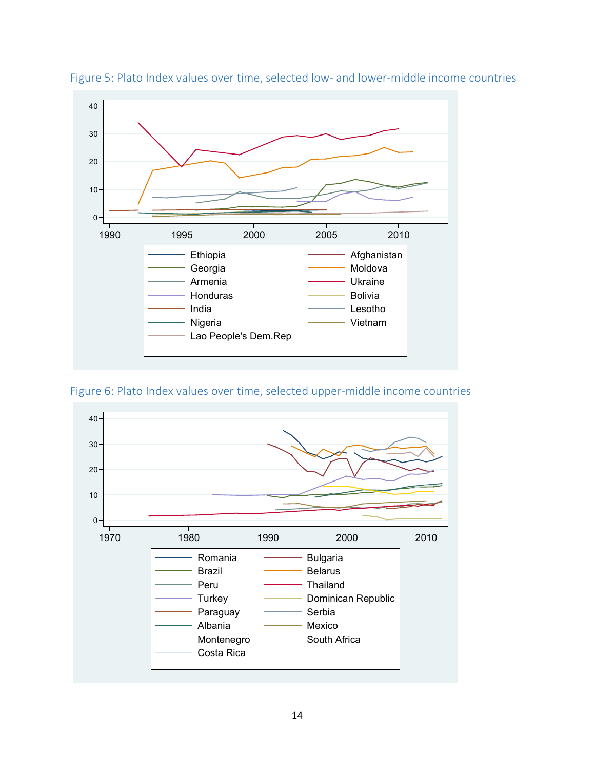Figure 5: Plato Index values over time, selected low- and lower-middle income countries

Figure 6: Plato Index values over time, selected upper-middle income countries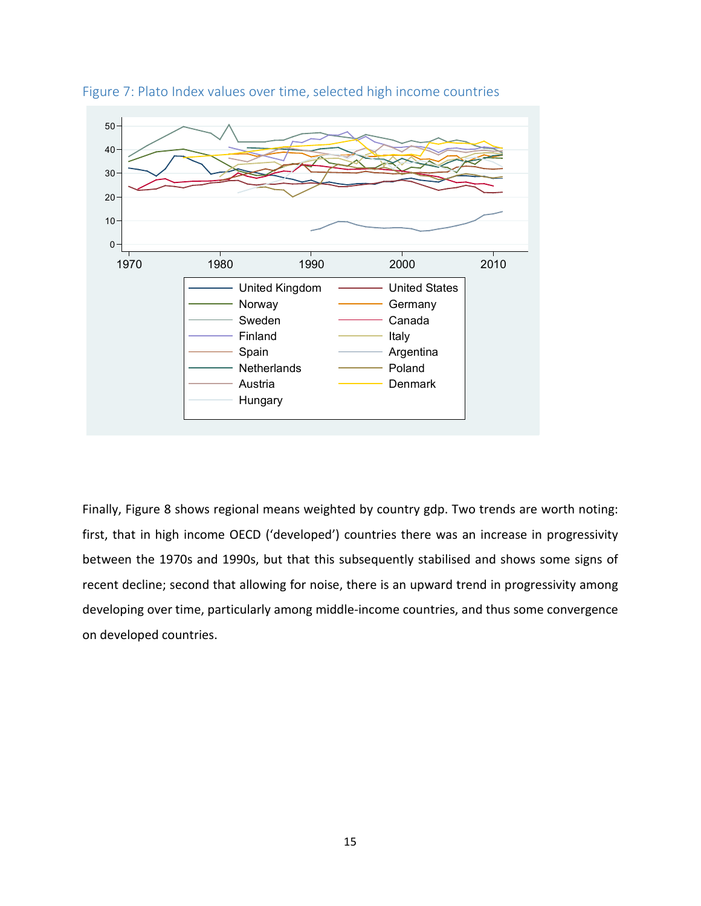Figure 7: Plato Index values over time, selected high income countries

Finally, Figure 8 shows regional means weighted by country gdp. Two trends are worth noting: first, that in high income OECD (‘developed’) countries there was an increase in progressivity between the 1970s and 1990s, but that this subsequently stabilised and shows some signs of recent decline; second that allowing for noise, there is an upward trend in progressivity among developing over time, particularly among middle-income countries, and thus some convergence on developed countries.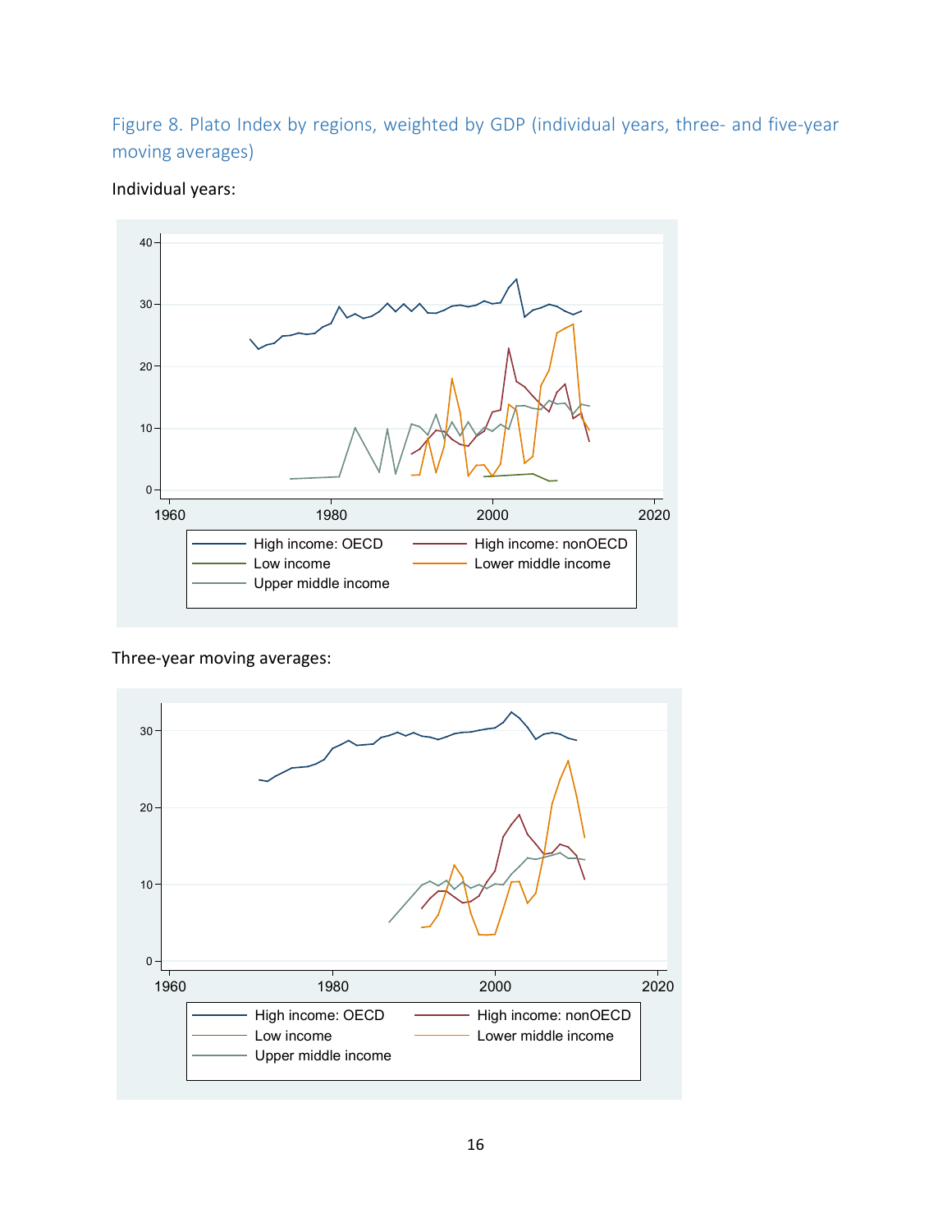Figure 8. Plato Index by regions, weighted by GDP (individual years, three- and five-year moving averages)

Individual years:

Three-year moving averages: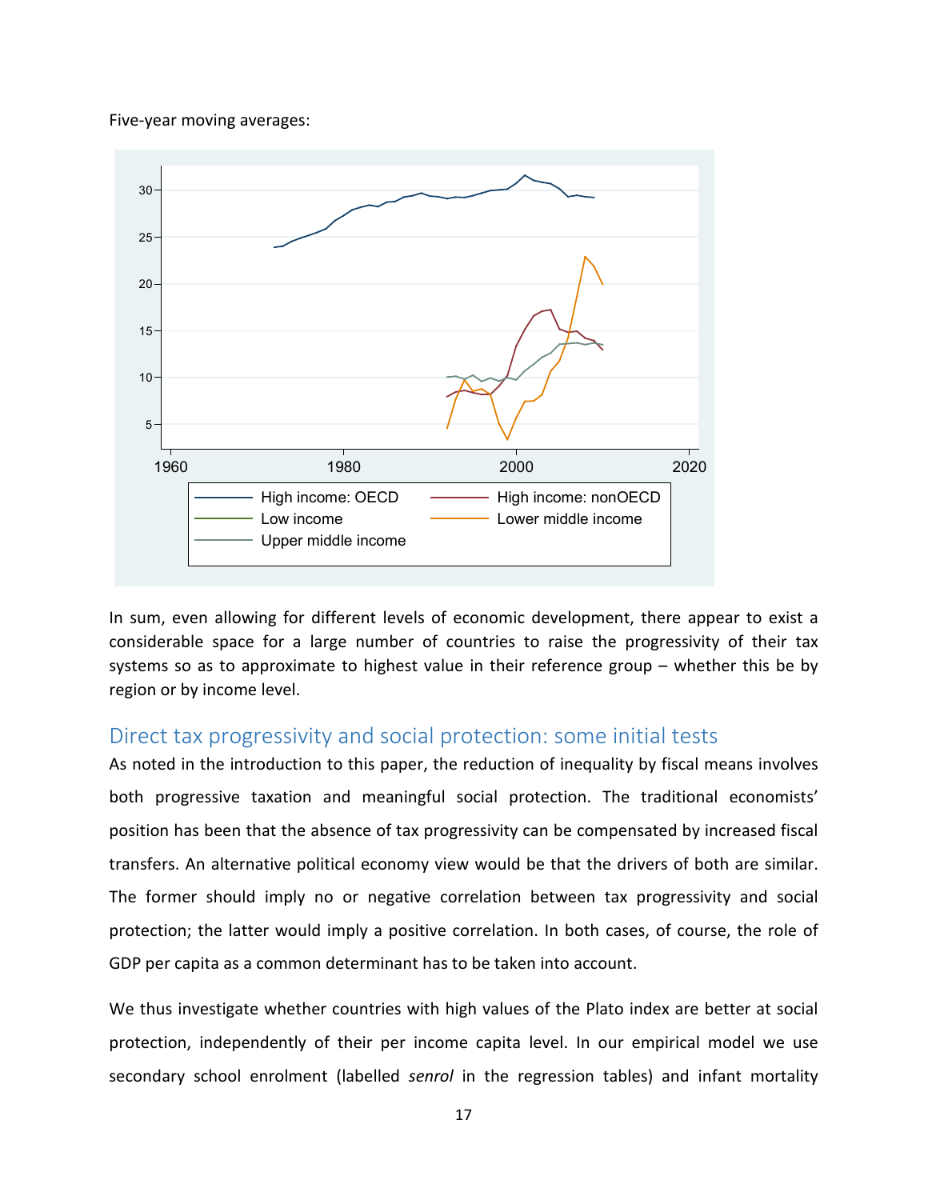Five-year moving averages:

In sum, even allowing for different levels of economic development, there appear to exist a considerable space for a large number of countries to raise the progressivity of their tax systems so as to approximate to highest value in their reference group – whether this be by region or by income level.

## Direct tax progressivity and social protection: some initial tests

As noted in the introduction to this paper, the reduction of inequality by fiscal means involves both progressive taxation and meaningful social protection. The traditional economists' position has been that the absence of tax progressivity can be compensated by increased fiscal transfers. An alternative political economy view would be that the drivers of both are similar. The former should imply no or negative correlation between tax progressivity and social protection; the latter would imply a positive correlation. In both cases, of course, the role of GDP per capita as a common determinant has to be taken into account.

We thus investigate whether countries with high values of the Plato index are better at social protection, independently of their per income capita level. In our empirical model we use secondary school enrolment (labelled *senrol* in the regression tables) and infant mortality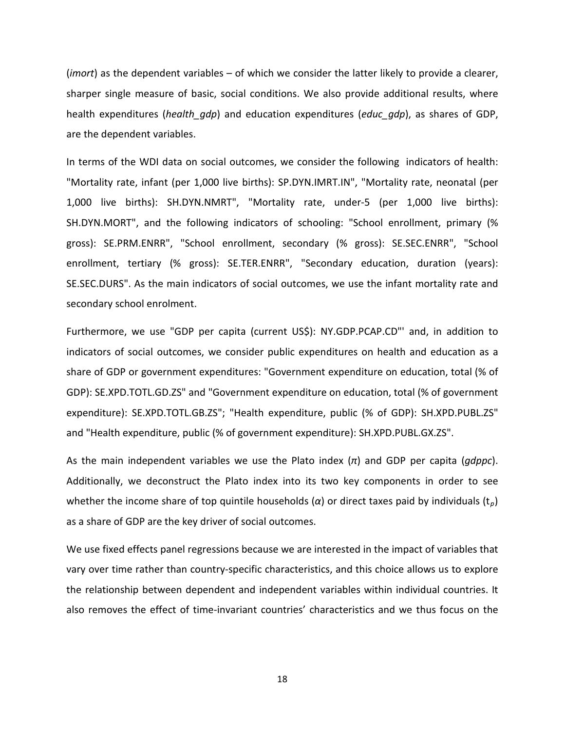(*imort*) as the dependent variables – of which we consider the latter likely to provide a clearer, sharper single measure of basic, social conditions. We also provide additional results, where health expenditures (*health_gdp*) and education expenditures (*educ_gdp*), as shares of GDP, are the dependent variables.

In terms of the WDI data on social outcomes, we consider the following indicators of health: "Mortality rate, infant (per 1,000 live births): SP.DYN.IMRT.IN", "Mortality rate, neonatal (per 1,000 live births): SH.DYN.NMRT", "Mortality rate, under-5 (per 1,000 live births): SH.DYN.MORT", and the following indicators of schooling: "School enrollment, primary (% gross): SE.PRM.ENRR", "School enrollment, secondary (% gross): SE.SEC.ENRR", "School enrollment, tertiary (% gross): SE.TER.ENRR", "Secondary education, duration (years): SE.SEC.DURS". As the main indicators of social outcomes, we use the infant mortality rate and secondary school enrolment.

Furthermore, we use "GDP per capita (current US$): NY.GDP.PCAP.CD"' and, in addition to indicators of social outcomes, we consider public expenditures on health and education as a share of GDP or government expenditures: "Government expenditure on education, total (% of GDP): SE.XPD.TOTL.GD.ZS" and "Government expenditure on education, total (% of government expenditure): SE.XPD.TOTL.GB.ZS"; "Health expenditure, public (% of GDP): SH.XPD.PUBL.ZS" and "Health expenditure, public (% of government expenditure): SH.XPD.PUBL.GX.ZS".

As the main independent variables we use the Plato index ($\pi$) and GDP per capita (*gdppc*). Additionally, we deconstruct the Plato index into its two key components in order to see whether the income share of top quintile households ($\alpha$) or direct taxes paid by individuals ($t_p$) as a share of GDP are the key driver of social outcomes.

We use fixed effects panel regressions because we are interested in the impact of variables that vary over time rather than country-specific characteristics, and this choice allows us to explore the relationship between dependent and independent variables within individual countries. It also removes the effect of time-invariant countries' characteristics and we thus focus on the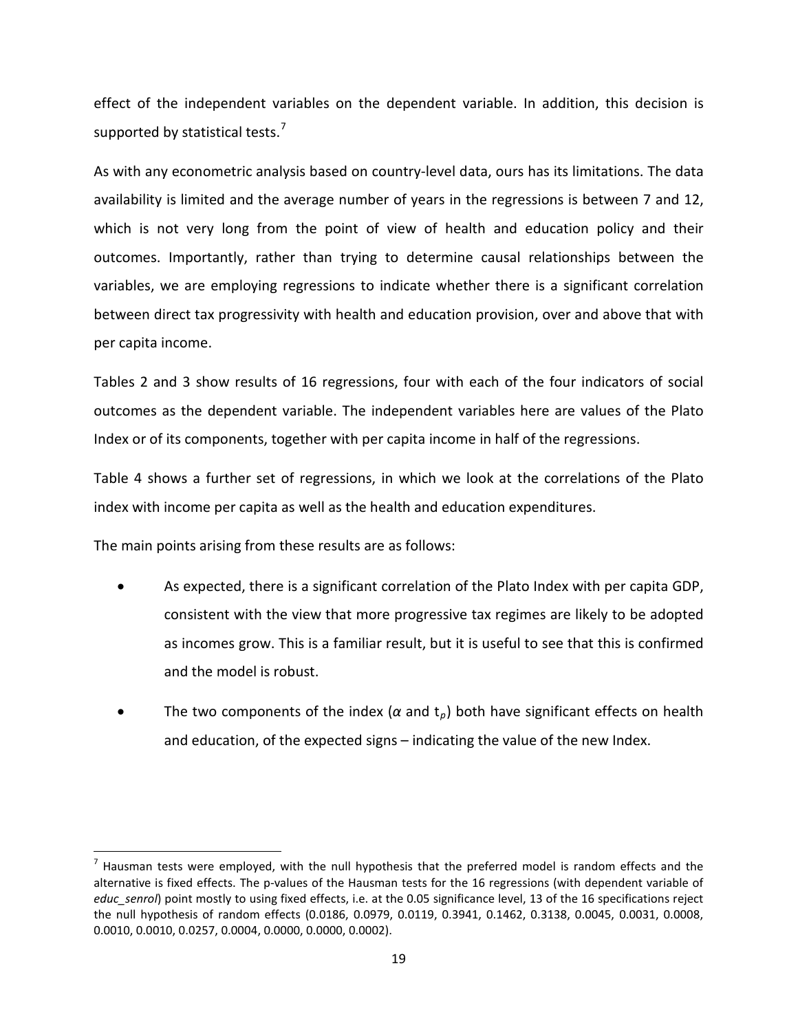effect of the independent variables on the dependent variable. In addition, this decision is supported by statistical tests.[7]

As with any econometric analysis based on country-level data, ours has its limitations. The data availability is limited and the average number of years in the regressions is between 7 and 12, which is not very long from the point of view of health and education policy and their outcomes. Importantly, rather than trying to determine causal relationships between the variables, we are employing regressions to indicate whether there is a significant correlation between direct tax progressivity with health and education provision, over and above that with per capita income.

Tables 2 and 3 show results of 16 regressions, four with each of the four indicators of social outcomes as the dependent variable. The independent variables here are values of the Plato Index or of its components, together with per capita income in half of the regressions.

Table 4 shows a further set of regressions, in which we look at the correlations of the Plato index with income per capita as well as the health and education expenditures.

The main points arising from these results are as follows:

- As expected, there is a significant correlation of the Plato Index with per capita GDP, consistent with the view that more progressive tax regimes are likely to be adopted as incomes grow. This is a familiar result, but it is useful to see that this is confirmed and the model is robust.
- The two components of the index ($\alpha$ and $t_p$) both have significant effects on health and education, of the expected signs – indicating the value of the new Index.

[7] Hausman tests were employed, with the null hypothesis that the preferred model is random effects and the alternative is fixed effects. The p-values of the Hausman tests for the 16 regressions (with dependent variable of *educ_senrol*) point mostly to using fixed effects, i.e. at the 0.05 significance level, 13 of the 16 specifications reject the null hypothesis of random effects (0.0186, 0.0979, 0.0119, 0.3941, 0.1462, 0.3138, 0.0045, 0.0031, 0.0008, 0.0010, 0.0010, 0.0257, 0.0004, 0.0000, 0.0000, 0.0002).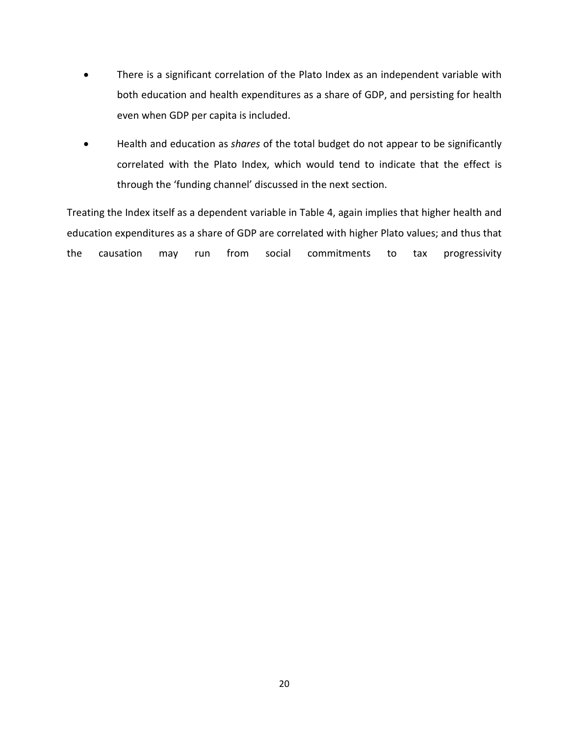- There is a significant correlation of the Plato Index as an independent variable with both education and health expenditures as a share of GDP, and persisting for health even when GDP per capita is included.

- Health and education as *shares* of the total budget do not appear to be significantly correlated with the Plato Index, which would tend to indicate that the effect is through the 'funding channel' discussed in the next section.

Treating the Index itself as a dependent variable in Table 4, again implies that higher health and education expenditures as a share of GDP are correlated with higher Plato values; and thus that the causation may run from social commitments to tax progressivity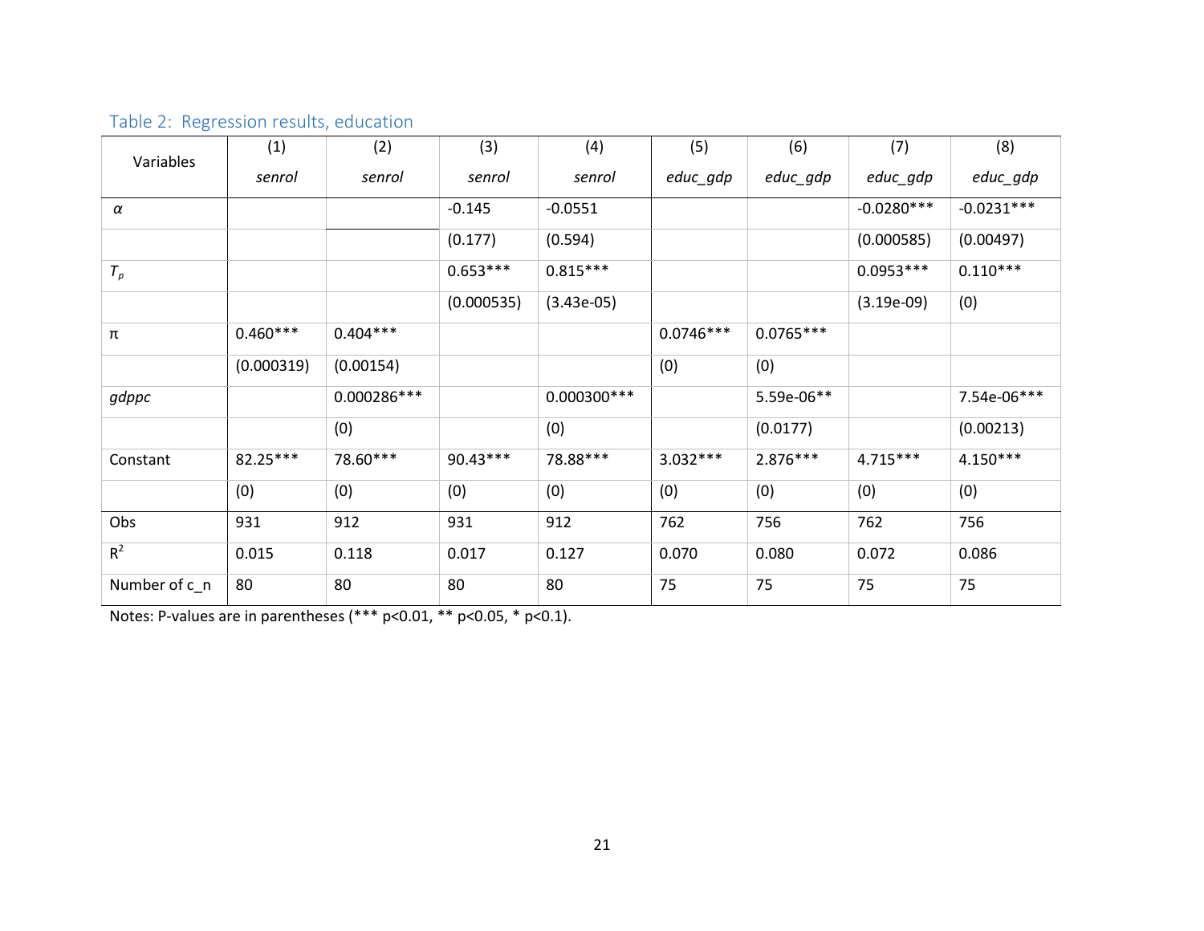Table 2: Regression results, education

| Variables | (1) *senrol* | (2) *senrol* | (3) *senrol* | (4) *senrol* | (5) *educ_gdp* | (6) *educ_gdp* | (7) *educ_gdp* | (8) *educ_gdp* |
|---|---|---|---|---|---|---|---|---|
| $\alpha$ | | | -0.145 | -0.0551 | | | -0.0280*** | -0.0231*** |
| | | | (0.177) | (0.594) | | | (0.000585) | (0.00497) |
| $T_p$ | | | 0.653*** | 0.815*** | | | 0.0953*** | 0.110*** |
| | | | (0.000535) | (3.43e-05) | | | (3.19e-09) | (0) |
| π | 0.460*** | 0.404*** | | | 0.0746*** | 0.0765*** | | |
| | (0.000319) | (0.00154) | | | (0) | (0) | | |
| *gdppc* | | 0.000286*** | | 0.000300*** | | 5.59e-06** | | 7.54e-06*** |
| | | (0) | | (0) | | (0.0177) | | (0.00213) |
| Constant | 82.25*** | 78.60*** | 90.43*** | 78.88*** | 3.032*** | 2.876*** | 4.715*** | 4.150*** |
| | (0) | (0) | (0) | (0) | (0) | (0) | (0) | (0) |
| Obs | 931 | 912 | 931 | 912 | 762 | 756 | 762 | 756 |
| $R^2$ | 0.015 | 0.118 | 0.017 | 0.127 | 0.070 | 0.080 | 0.072 | 0.086 |
| Number of c_n | 80 | 80 | 80 | 80 | 75 | 75 | 75 | 75 |

Notes: P-values are in parentheses (*** p<0.01, ** p<0.05, * p<0.1).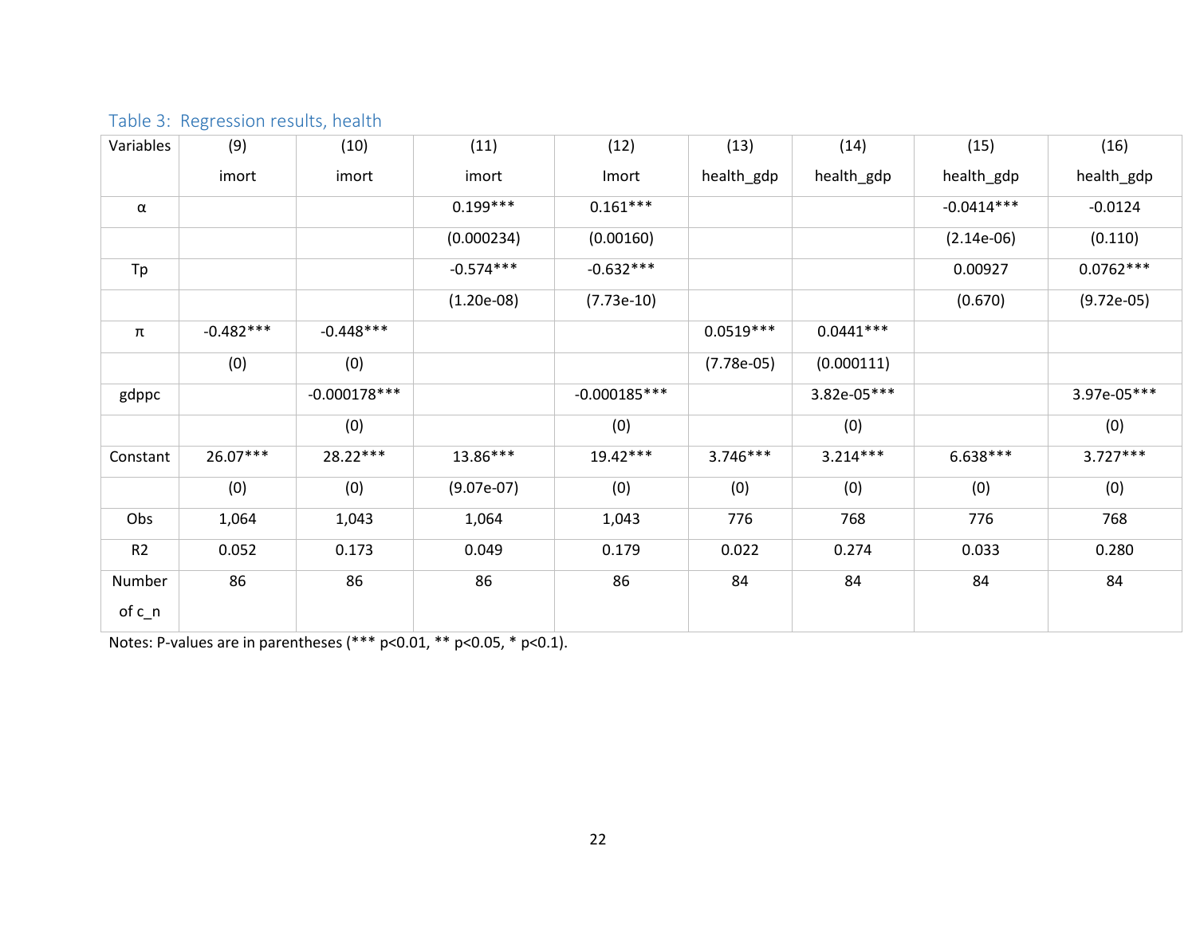Table 3: Regression results, health

| Variables | (9) | (10) | (11) | (12) | (13) | (14) | (15) | (16) |
|---|---|---|---|---|---|---|---|---|
| | imort | imort | imort | Imort | health_gdp | health_gdp | health_gdp | health_gdp |
| α | | | 0.199*** | 0.161*** | | | -0.0414*** | -0.0124 |
| | | | (0.000234) | (0.00160) | | | (2.14e-06) | (0.110) |
| Tp | | | -0.574*** | -0.632*** | | | 0.00927 | 0.0762*** |
| | | | (1.20e-08) | (7.73e-10) | | | (0.670) | (9.72e-05) |
| π | -0.482*** | -0.448*** | | | 0.0519*** | 0.0441*** | | |
| | (0) | (0) | | | (7.78e-05) | (0.000111) | | |
| gdppc | | -0.000178*** | | -0.000185*** | | 3.82e-05*** | | 3.97e-05*** |
| | | (0) | | (0) | | (0) | | (0) |
| Constant | 26.07*** | 28.22*** | 13.86*** | 19.42*** | 3.746*** | 3.214*** | 6.638*** | 3.727*** |
| | (0) | (0) | (9.07e-07) | (0) | (0) | (0) | (0) | (0) |
| Obs | 1,064 | 1,043 | 1,064 | 1,043 | 776 | 768 | 776 | 768 |
| R2 | 0.052 | 0.173 | 0.049 | 0.179 | 0.022 | 0.274 | 0.033 | 0.280 |
| Number of c_n | 86 | 86 | 86 | 86 | 84 | 84 | 84 | 84 |

Notes: P-values are in parentheses (*** p<0.01, ** p<0.05, * p<0.1).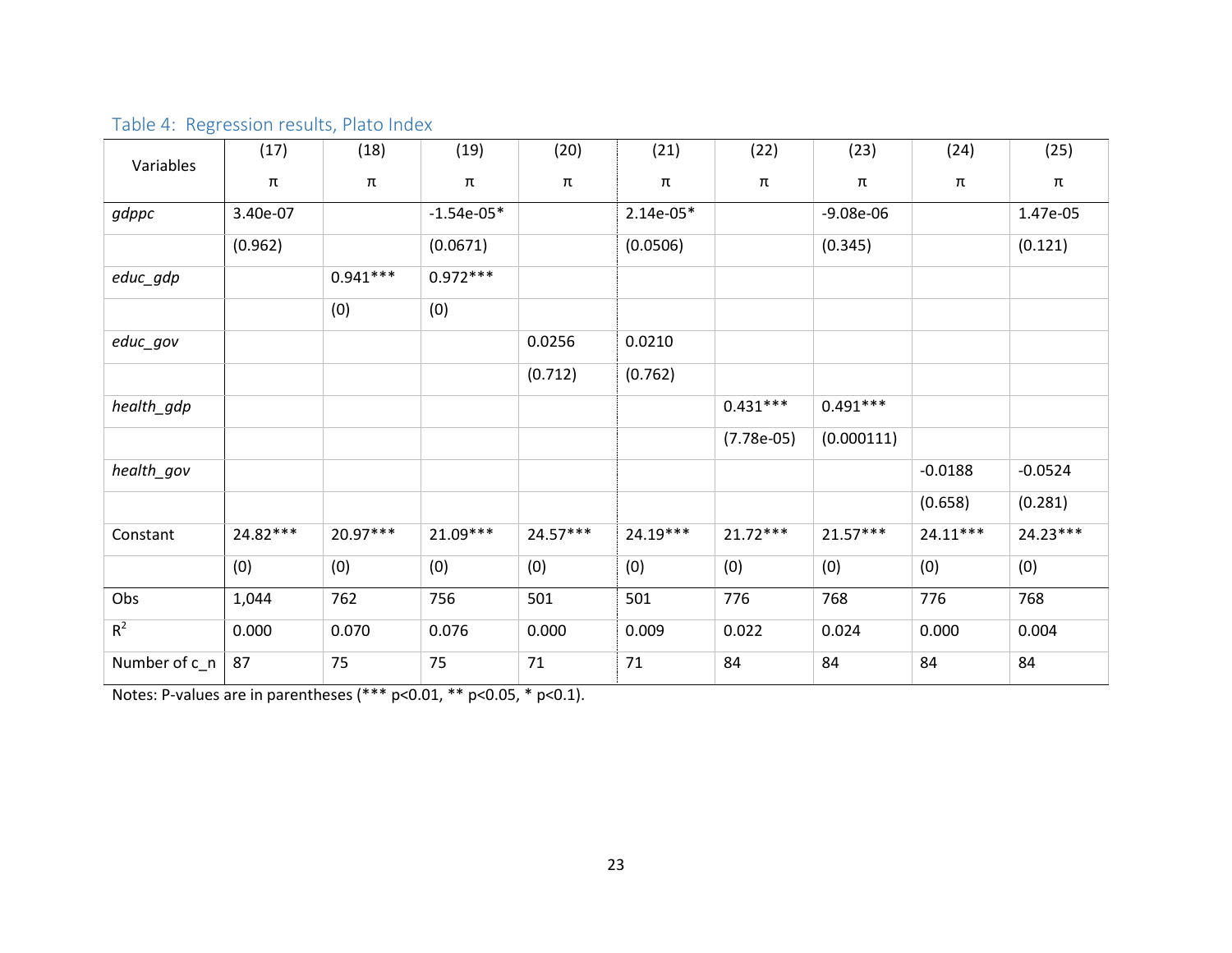Table 4: Regression results, Plato Index

| Variables | (17)<br>π | (18)<br>π | (19)<br>π | (20)<br>π | (21)<br>π | (22)<br>π | (23)<br>π | (24)<br>π | (25)<br>π |
|---|---|---|---|---|---|---|---|---|---|
| *gdppc* | 3.40e-07 | | -1.54e-05* | | 2.14e-05* | | -9.08e-06 | | 1.47e-05 |
| | (0.962) | | (0.0671) | | (0.0506) | | (0.345) | | (0.121) |
| *educ_gdp* | | 0.941*** | 0.972*** | | | | | | |
| | | (0) | (0) | | | | | | |
| *educ_gov* | | | | 0.0256 | 0.0210 | | | | |
| | | | | (0.712) | (0.762) | | | | |
| *health_gdp* | | | | | | 0.431*** | 0.491*** | | |
| | | | | | | (7.78e-05) | (0.000111) | | |
| *health_gov* | | | | | | | | -0.0188 | -0.0524 |
| | | | | | | | | (0.658) | (0.281) |
| Constant | 24.82*** | 20.97*** | 21.09*** | 24.57*** | 24.19*** | 21.72*** | 21.57*** | 24.11*** | 24.23*** |
| | (0) | (0) | (0) | (0) | (0) | (0) | (0) | (0) | (0) |
| Obs | 1,044 | 762 | 756 | 501 | 501 | 776 | 768 | 776 | 768 |
| $R^2$ | 0.000 | 0.070 | 0.076 | 0.000 | 0.009 | 0.022 | 0.024 | 0.000 | 0.004 |
| Number of c_n | 87 | 75 | 75 | 71 | 71 | 84 | 84 | 84 | 84 |

Notes: P-values are in parentheses (*** p<0.01, ** p<0.05, * p<0.1).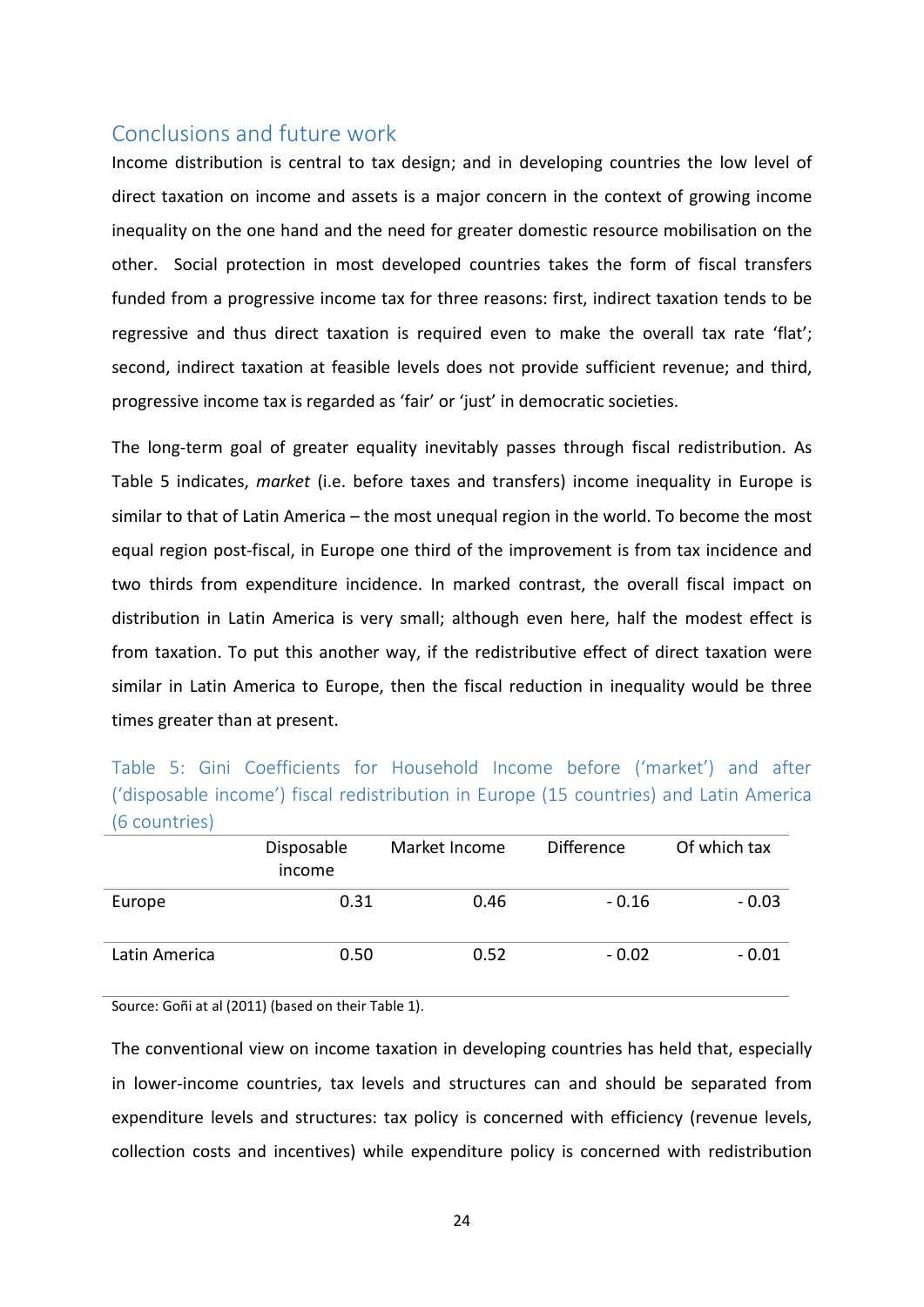## Conclusions and future work

Income distribution is central to tax design; and in developing countries the low level of direct taxation on income and assets is a major concern in the context of growing income inequality on the one hand and the need for greater domestic resource mobilisation on the other. Social protection in most developed countries takes the form of fiscal transfers funded from a progressive income tax for three reasons: first, indirect taxation tends to be regressive and thus direct taxation is required even to make the overall tax rate 'flat'; second, indirect taxation at feasible levels does not provide sufficient revenue; and third, progressive income tax is regarded as 'fair' or 'just' in democratic societies.

The long-term goal of greater equality inevitably passes through fiscal redistribution. As Table 5 indicates, *market* (i.e. before taxes and transfers) income inequality in Europe is similar to that of Latin America – the most unequal region in the world. To become the most equal region post-fiscal, in Europe one third of the improvement is from tax incidence and two thirds from expenditure incidence. In marked contrast, the overall fiscal impact on distribution in Latin America is very small; although even here, half the modest effect is from taxation. To put this another way, if the redistributive effect of direct taxation were similar in Latin America to Europe, then the fiscal reduction in inequality would be three times greater than at present.

Table 5: Gini Coefficients for Household Income before ('market') and after ('disposable income') fiscal redistribution in Europe (15 countries) and Latin America (6 countries)

| | Disposable income | Market Income | Difference | Of which tax |
|---|---|---|---|---|
| Europe | 0.31 | 0.46 | - 0.16 | - 0.03 |
| Latin America | 0.50 | 0.52 | - 0.02 | - 0.01 |

Source: Goñi at al (2011) (based on their Table 1).

The conventional view on income taxation in developing countries has held that, especially in lower-income countries, tax levels and structures can and should be separated from expenditure levels and structures: tax policy is concerned with efficiency (revenue levels, collection costs and incentives) while expenditure policy is concerned with redistribution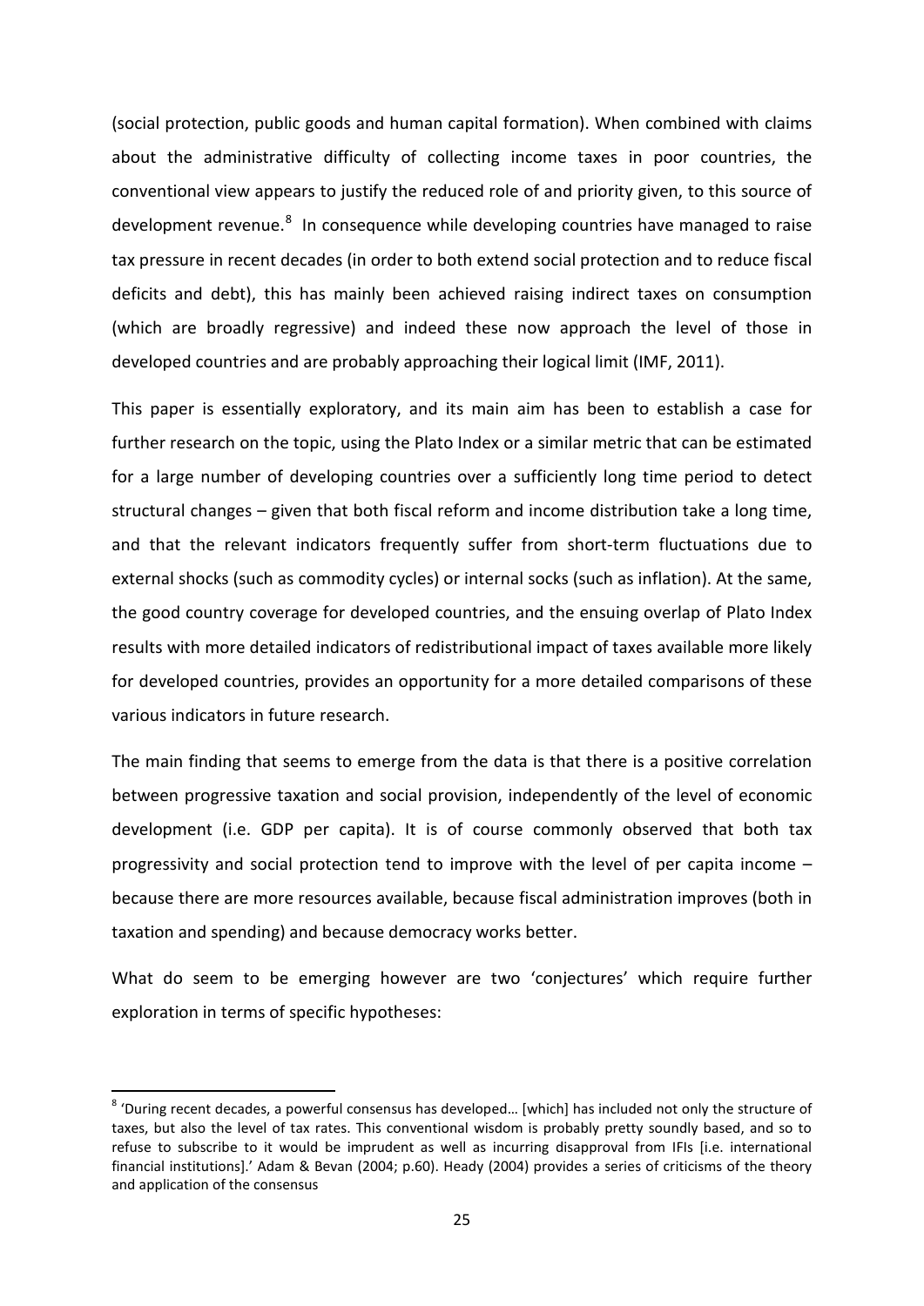(social protection, public goods and human capital formation). When combined with claims about the administrative difficulty of collecting income taxes in poor countries, the conventional view appears to justify the reduced role of and priority given, to this source of development revenue.[8] In consequence while developing countries have managed to raise tax pressure in recent decades (in order to both extend social protection and to reduce fiscal deficits and debt), this has mainly been achieved raising indirect taxes on consumption (which are broadly regressive) and indeed these now approach the level of those in developed countries and are probably approaching their logical limit (IMF, 2011).

This paper is essentially exploratory, and its main aim has been to establish a case for further research on the topic, using the Plato Index or a similar metric that can be estimated for a large number of developing countries over a sufficiently long time period to detect structural changes – given that both fiscal reform and income distribution take a long time, and that the relevant indicators frequently suffer from short-term fluctuations due to external shocks (such as commodity cycles) or internal socks (such as inflation). At the same, the good country coverage for developed countries, and the ensuing overlap of Plato Index results with more detailed indicators of redistributional impact of taxes available more likely for developed countries, provides an opportunity for a more detailed comparisons of these various indicators in future research.

The main finding that seems to emerge from the data is that there is a positive correlation between progressive taxation and social provision, independently of the level of economic development (i.e. GDP per capita). It is of course commonly observed that both tax progressivity and social protection tend to improve with the level of per capita income – because there are more resources available, because fiscal administration improves (both in taxation and spending) and because democracy works better.

What do seem to be emerging however are two 'conjectures' which require further exploration in terms of specific hypotheses:

[8] 'During recent decades, a powerful consensus has developed… [which] has included not only the structure of taxes, but also the level of tax rates. This conventional wisdom is probably pretty soundly based, and so to refuse to subscribe to it would be imprudent as well as incurring disapproval from IFIs [i.e. international financial institutions].' Adam & Bevan (2004; p.60). Heady (2004) provides a series of criticisms of the theory and application of the consensus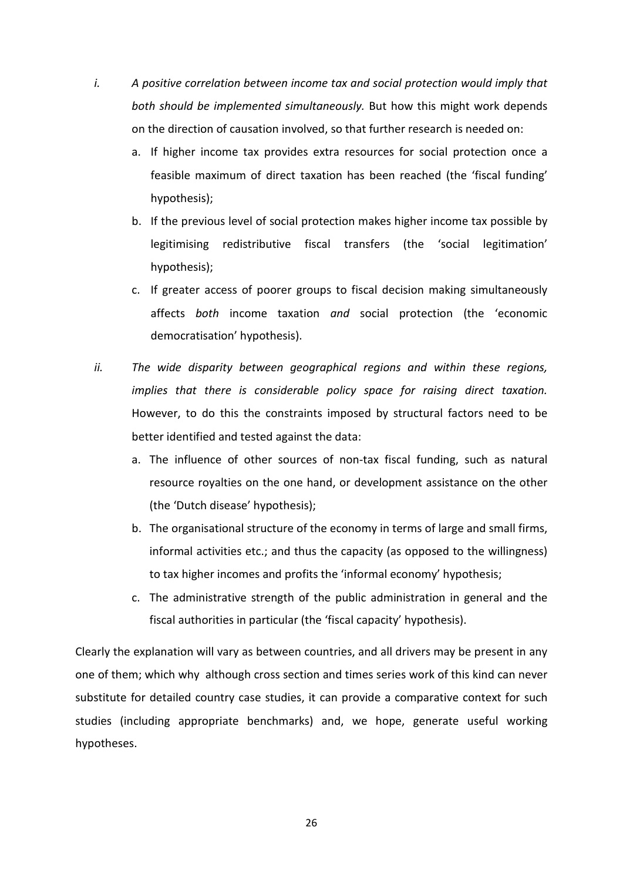i. *A positive correlation between income tax and social protection would imply that both should be implemented simultaneously.* But how this might work depends on the direction of causation involved, so that further research is needed on:

   a. If higher income tax provides extra resources for social protection once a feasible maximum of direct taxation has been reached (the 'fiscal funding' hypothesis);

   b. If the previous level of social protection makes higher income tax possible by legitimising redistributive fiscal transfers (the 'social legitimation' hypothesis);

   c. If greater access of poorer groups to fiscal decision making simultaneously affects *both* income taxation *and* social protection (the 'economic democratisation' hypothesis).

ii. *The wide disparity between geographical regions and within these regions, implies that there is considerable policy space for raising direct taxation.* However, to do this the constraints imposed by structural factors need to be better identified and tested against the data:

   a. The influence of other sources of non-tax fiscal funding, such as natural resource royalties on the one hand, or development assistance on the other (the 'Dutch disease' hypothesis);

   b. The organisational structure of the economy in terms of large and small firms, informal activities etc.; and thus the capacity (as opposed to the willingness) to tax higher incomes and profits the 'informal economy' hypothesis;

   c. The administrative strength of the public administration in general and the fiscal authorities in particular (the 'fiscal capacity' hypothesis).

Clearly the explanation will vary as between countries, and all drivers may be present in any one of them; which why although cross section and times series work of this kind can never substitute for detailed country case studies, it can provide a comparative context for such studies (including appropriate benchmarks) and, we hope, generate useful working hypotheses.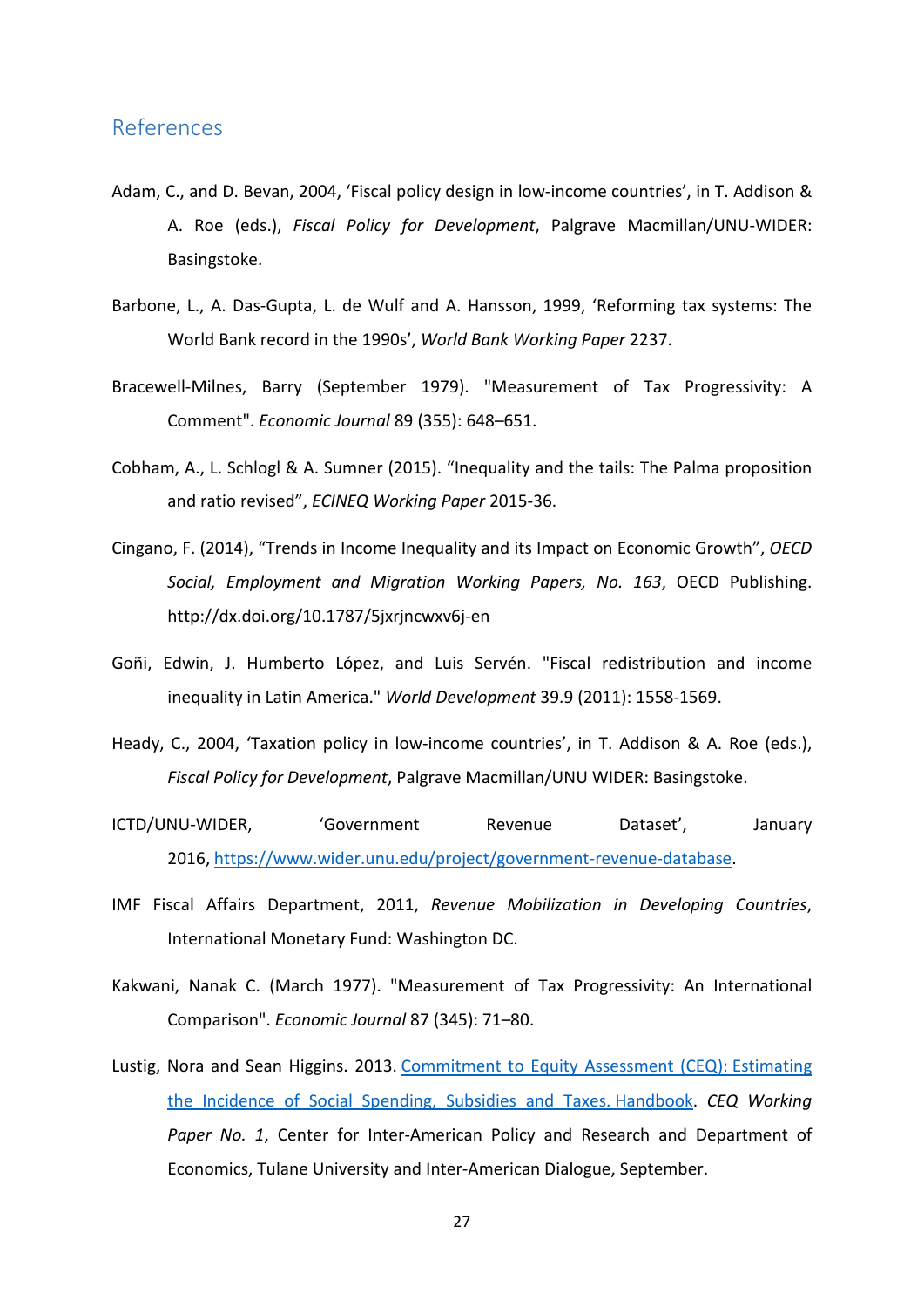## References

Adam, C., and D. Bevan, 2004, 'Fiscal policy design in low-income countries', in T. Addison & A. Roe (eds.), *Fiscal Policy for Development*, Palgrave Macmillan/UNU-WIDER: Basingstoke.

Barbone, L., A. Das-Gupta, L. de Wulf and A. Hansson, 1999, 'Reforming tax systems: The World Bank record in the 1990s', *World Bank Working Paper* 2237.

Bracewell-Milnes, Barry (September 1979). "Measurement of Tax Progressivity: A Comment". *Economic Journal* 89 (355): 648–651.

Cobham, A., L. Schlogl & A. Sumner (2015). "Inequality and the tails: The Palma proposition and ratio revised", *ECINEQ Working Paper* 2015-36.

Cingano, F. (2014), "Trends in Income Inequality and its Impact on Economic Growth", *OECD Social, Employment and Migration Working Papers, No. 163*, OECD Publishing. http://dx.doi.org/10.1787/5jxrjncwxv6j-en

Goñi, Edwin, J. Humberto López, and Luis Servén. "Fiscal redistribution and income inequality in Latin America." *World Development* 39.9 (2011): 1558-1569.

Heady, C., 2004, 'Taxation policy in low-income countries', in T. Addison & A. Roe (eds.), *Fiscal Policy for Development*, Palgrave Macmillan/UNU WIDER: Basingstoke.

ICTD/UNU-WIDER, 'Government Revenue Dataset', January 2016, [https://www.wider.unu.edu/project/government-revenue-database](https://www.wider.unu.edu/project/government-revenue-database).

IMF Fiscal Affairs Department, 2011, *Revenue Mobilization in Developing Countries*, International Monetary Fund: Washington DC.

Kakwani, Nanak C. (March 1977). "Measurement of Tax Progressivity: An International Comparison". *Economic Journal* 87 (345): 71–80.

Lustig, Nora and Sean Higgins. 2013. Commitment to Equity Assessment (CEQ): Estimating the Incidence of Social Spending, Subsidies and Taxes. Handbook. *CEQ Working Paper No. 1*, Center for Inter-American Policy and Research and Department of Economics, Tulane University and Inter-American Dialogue, September.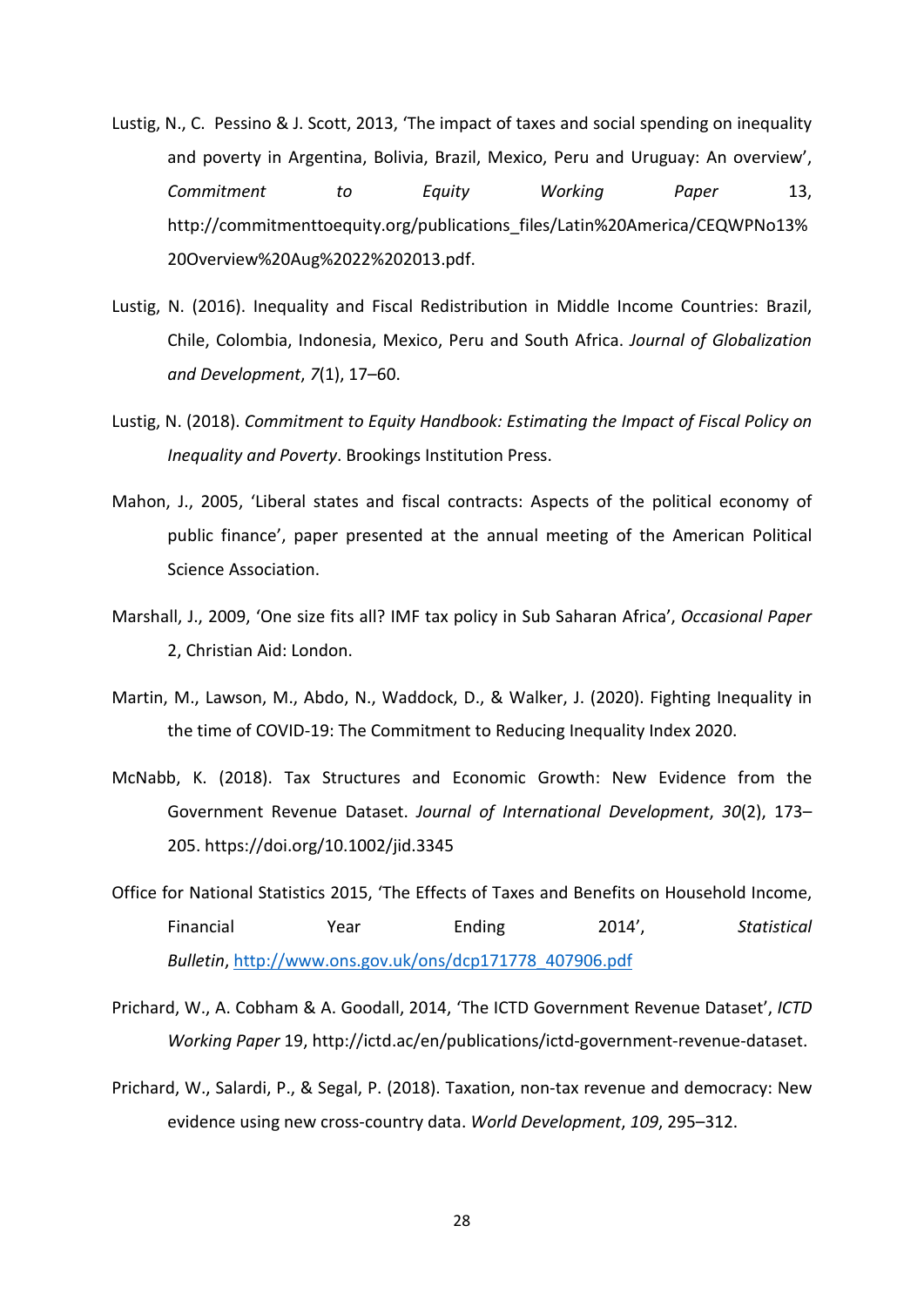Lustig, N., C. Pessino & J. Scott, 2013, 'The impact of taxes and social spending on inequality and poverty in Argentina, Bolivia, Brazil, Mexico, Peru and Uruguay: An overview', *Commitment to Equity Working Paper* 13, http://commitmenttoequity.org/publications_files/Latin%20America/CEQWPNo13%20Overview%20Aug%2022%202013.pdf.

Lustig, N. (2016). Inequality and Fiscal Redistribution in Middle Income Countries: Brazil, Chile, Colombia, Indonesia, Mexico, Peru and South Africa. *Journal of Globalization and Development*, *7*(1), 17–60.

Lustig, N. (2018). *Commitment to Equity Handbook: Estimating the Impact of Fiscal Policy on Inequality and Poverty*. Brookings Institution Press.

Mahon, J., 2005, 'Liberal states and fiscal contracts: Aspects of the political economy of public finance', paper presented at the annual meeting of the American Political Science Association.

Marshall, J., 2009, 'One size fits all? IMF tax policy in Sub Saharan Africa', *Occasional Paper* 2, Christian Aid: London.

Martin, M., Lawson, M., Abdo, N., Waddock, D., & Walker, J. (2020). Fighting Inequality in the time of COVID-19: The Commitment to Reducing Inequality Index 2020.

McNabb, K. (2018). Tax Structures and Economic Growth: New Evidence from the Government Revenue Dataset. *Journal of International Development*, *30*(2), 173–205. https://doi.org/10.1002/jid.3345

Office for National Statistics 2015, 'The Effects of Taxes and Benefits on Household Income, Financial Year Ending 2014', *Statistical Bulletin*, [http://www.ons.gov.uk/ons/dcp171778_407906.pdf](http://www.ons.gov.uk/ons/dcp171778_407906.pdf)

Prichard, W., A. Cobham & A. Goodall, 2014, 'The ICTD Government Revenue Dataset', *ICTD Working Paper* 19, http://ictd.ac/en/publications/ictd-government-revenue-dataset.

Prichard, W., Salardi, P., & Segal, P. (2018). Taxation, non-tax revenue and democracy: New evidence using new cross-country data. *World Development*, *109*, 295–312.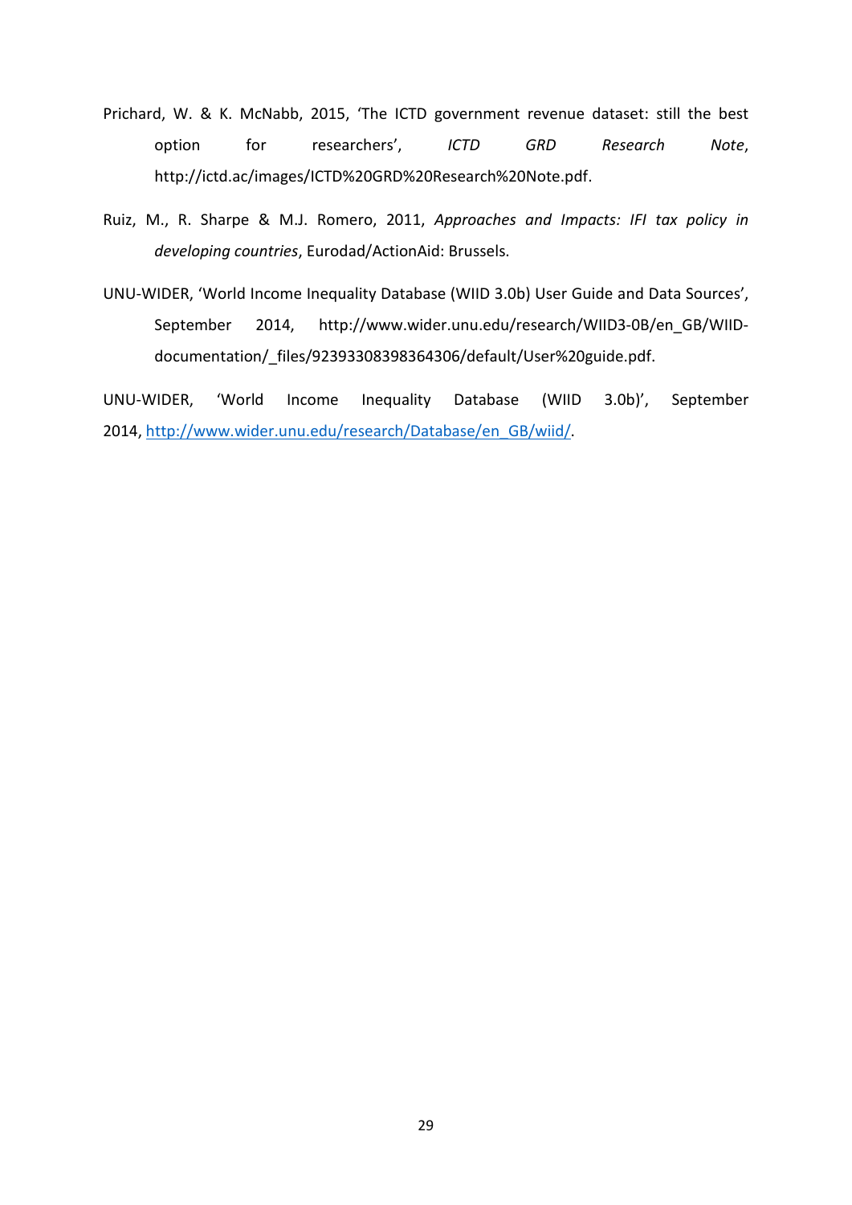Prichard, W. & K. McNabb, 2015, 'The ICTD government revenue dataset: still the best option for researchers', *ICTD GRD Research Note*, http://ictd.ac/images/ICTD%20GRD%20Research%20Note.pdf.

Ruiz, M., R. Sharpe & M.J. Romero, 2011, *Approaches and Impacts: IFI tax policy in developing countries*, Eurodad/ActionAid: Brussels.

UNU-WIDER, 'World Income Inequality Database (WIID 3.0b) User Guide and Data Sources', September 2014, http://www.wider.unu.edu/research/WIID3-0B/en_GB/WIID-documentation/_files/92393308398364306/default/User%20guide.pdf.

UNU-WIDER, 'World Income Inequality Database (WIID 3.0b)', September 2014, [http://www.wider.unu.edu/research/Database/en_GB/wiid/](http://www.wider.unu.edu/research/Database/en_GB/wiid/).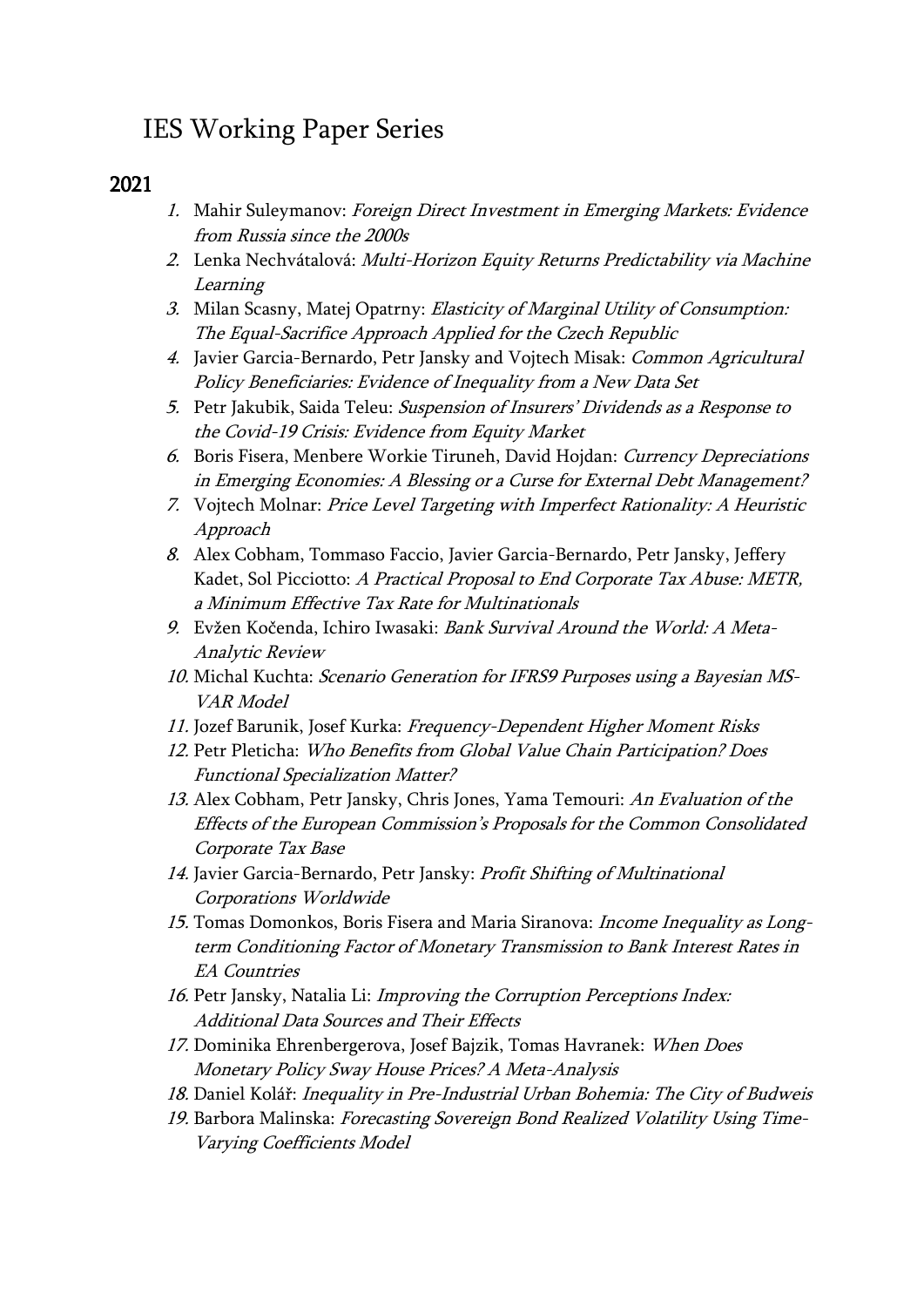# IES Working Paper Series

## 2021

1. Mahir Suleymanov: *Foreign Direct Investment in Emerging Markets: Evidence from Russia since the 2000s*
2. Lenka Nechvátalová: *Multi-Horizon Equity Returns Predictability via Machine Learning*
3. Milan Scasny, Matej Opatrny: *Elasticity of Marginal Utility of Consumption: The Equal-Sacrifice Approach Applied for the Czech Republic*
4. Javier Garcia-Bernardo, Petr Jansky and Vojtech Misak: *Common Agricultural Policy Beneficiaries: Evidence of Inequality from a New Data Set*
5. Petr Jakubik, Saida Teleu: *Suspension of Insurers' Dividends as a Response to the Covid-19 Crisis: Evidence from Equity Market*
6. Boris Fisera, Menbere Workie Tiruneh, David Hojdan: *Currency Depreciations in Emerging Economies: A Blessing or a Curse for External Debt Management?*
7. Vojtech Molnar: *Price Level Targeting with Imperfect Rationality: A Heuristic Approach*
8. Alex Cobham, Tommaso Faccio, Javier Garcia-Bernardo, Petr Jansky, Jeffery Kadet, Sol Picciotto: *A Practical Proposal to End Corporate Tax Abuse: METR, a Minimum Effective Tax Rate for Multinationals*
9. Evžen Kočenda, Ichiro Iwasaki: *Bank Survival Around the World: A Meta-Analytic Review*
10. Michal Kuchta: *Scenario Generation for IFRS9 Purposes using a Bayesian MS-VAR Model*
11. Jozef Barunik, Josef Kurka: *Frequency-Dependent Higher Moment Risks*
12. Petr Pleticha: *Who Benefits from Global Value Chain Participation? Does Functional Specialization Matter?*
13. Alex Cobham, Petr Jansky, Chris Jones, Yama Temouri: *An Evaluation of the Effects of the European Commission's Proposals for the Common Consolidated Corporate Tax Base*
14. Javier Garcia-Bernardo, Petr Jansky: *Profit Shifting of Multinational Corporations Worldwide*
15. Tomas Domonkos, Boris Fisera and Maria Siranova: *Income Inequality as Long-term Conditioning Factor of Monetary Transmission to Bank Interest Rates in EA Countries*
16. Petr Jansky, Natalia Li: *Improving the Corruption Perceptions Index: Additional Data Sources and Their Effects*
17. Dominika Ehrenbergerova, Josef Bajzik, Tomas Havranek: *When Does Monetary Policy Sway House Prices? A Meta-Analysis*
18. Daniel Kolář: *Inequality in Pre-Industrial Urban Bohemia: The City of Budweis*
19. Barbora Malinska: *Forecasting Sovereign Bond Realized Volatility Using Time-Varying Coefficients Model*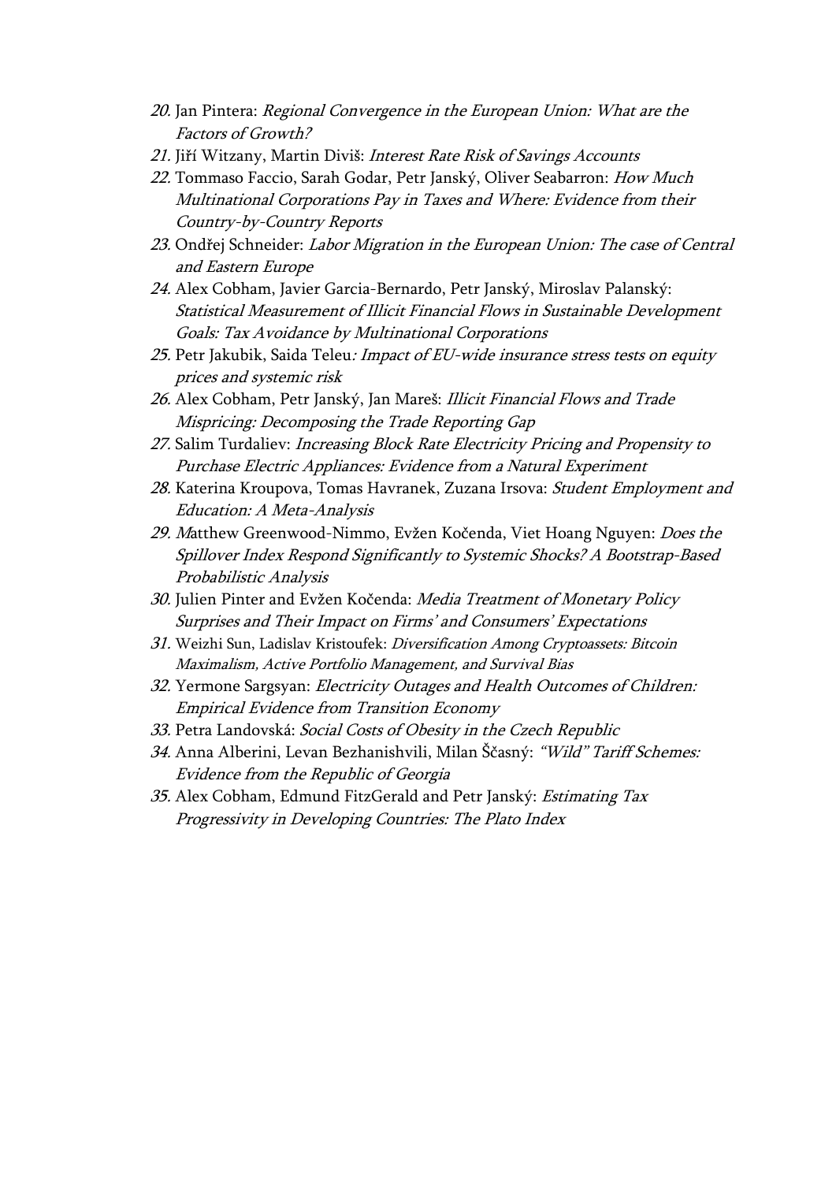20. Jan Pintera: *Regional Convergence in the European Union: What are the Factors of Growth?*
21. Jiří Witzany, Martin Diviš: *Interest Rate Risk of Savings Accounts*
22. Tommaso Faccio, Sarah Godar, Petr Janský, Oliver Seabarron: *How Much Multinational Corporations Pay in Taxes and Where: Evidence from their Country-by-Country Reports*
23. Ondřej Schneider: *Labor Migration in the European Union: The case of Central and Eastern Europe*
24. Alex Cobham, Javier Garcia-Bernardo, Petr Janský, Miroslav Palanský: *Statistical Measurement of Illicit Financial Flows in Sustainable Development Goals: Tax Avoidance by Multinational Corporations*
25. Petr Jakubik, Saida Teleu*: Impact of EU-wide insurance stress tests on equity prices and systemic risk*
26. Alex Cobham, Petr Janský, Jan Mareš: *Illicit Financial Flows and Trade Mispricing: Decomposing the Trade Reporting Gap*
27. Salim Turdaliev: *Increasing Block Rate Electricity Pricing and Propensity to Purchase Electric Appliances: Evidence from a Natural Experiment*
28. Katerina Kroupova, Tomas Havranek, Zuzana Irsova: *Student Employment and Education: A Meta-Analysis*
29. *M*atthew Greenwood-Nimmo, Evžen Kočenda, Viet Hoang Nguyen: *Does the Spillover Index Respond Significantly to Systemic Shocks? A Bootstrap-Based Probabilistic Analysis*
30. Julien Pinter and Evžen Kočenda: *Media Treatment of Monetary Policy Surprises and Their Impact on Firms' and Consumers' Expectations*
31. Weizhi Sun, Ladislav Kristoufek: *Diversification Among Cryptoassets: Bitcoin Maximalism, Active Portfolio Management, and Survival Bias*
32. Yermone Sargsyan: *Electricity Outages and Health Outcomes of Children: Empirical Evidence from Transition Economy*
33. Petra Landovská: *Social Costs of Obesity in the Czech Republic*
34. Anna Alberini, Levan Bezhanishvili, Milan Ščasný: *"Wild" Tariff Schemes: Evidence from the Republic of Georgia*
35. Alex Cobham, Edmund FitzGerald and Petr Janský: *Estimating Tax Progressivity in Developing Countries: The Plato Index*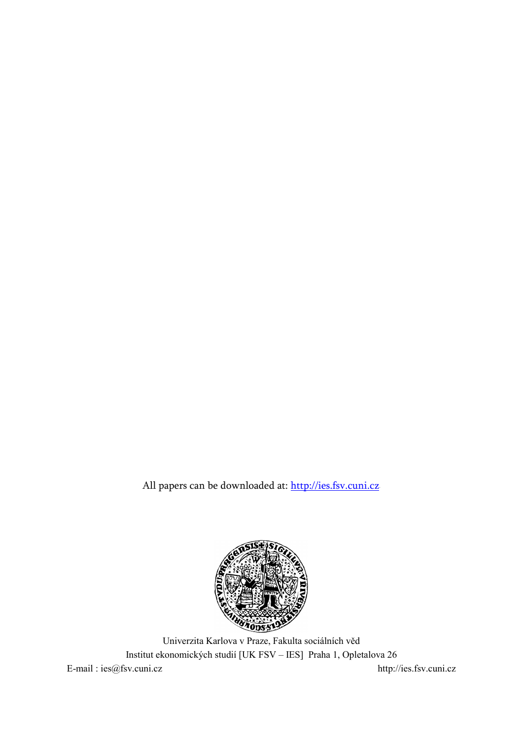All papers can be downloaded at: http://ies.fsv.cuni.cz

Univerzita Karlova v Praze, Fakulta sociálních věd

Institut ekonomických studií [UK FSV – IES] Praha 1, Opletalova 26

E-mail : ies@fsv.cuni.cz http://ies.fsv.cuni.cz